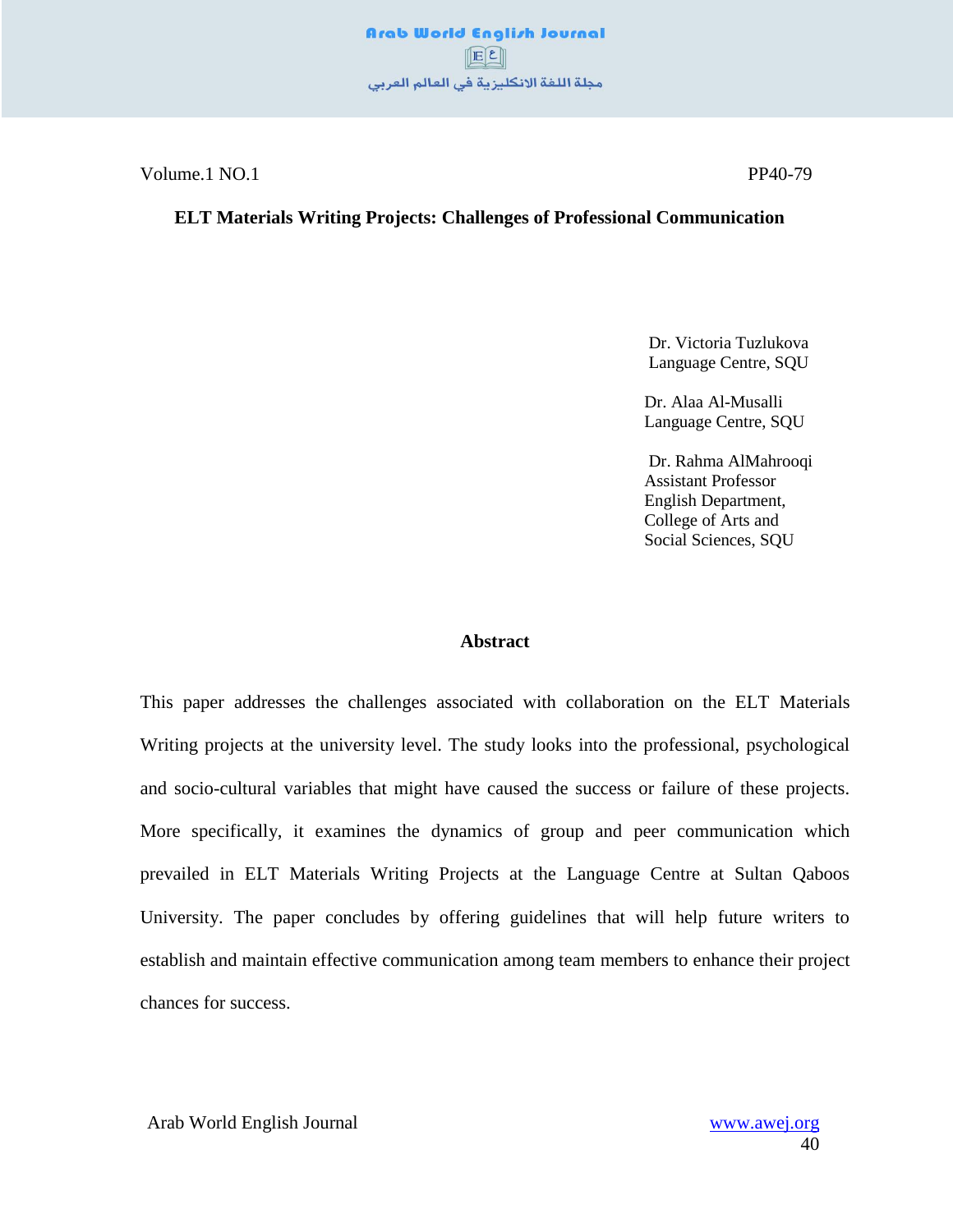# ELT Materials Writing Projects: Challenges of Professional Communication

Dr. Victoria Tuzlukova
Language Centre, SQU

Dr. Alaa Al-Musalli
Language Centre, SQU

Dr. Rahma AlMahrooqi
Assistant Professor
English Department,
College of Arts and
Social Sciences, SQU

## Abstract

This paper addresses the challenges associated with collaboration on the ELT Materials Writing projects at the university level. The study looks into the professional, psychological and socio-cultural variables that might have caused the success or failure of these projects. More specifically, it examines the dynamics of group and peer communication which prevailed in ELT Materials Writing Projects at the Language Centre at Sultan Qaboos University. The paper concludes by offering guidelines that will help future writers to establish and maintain effective communication among team members to enhance their project chances for success.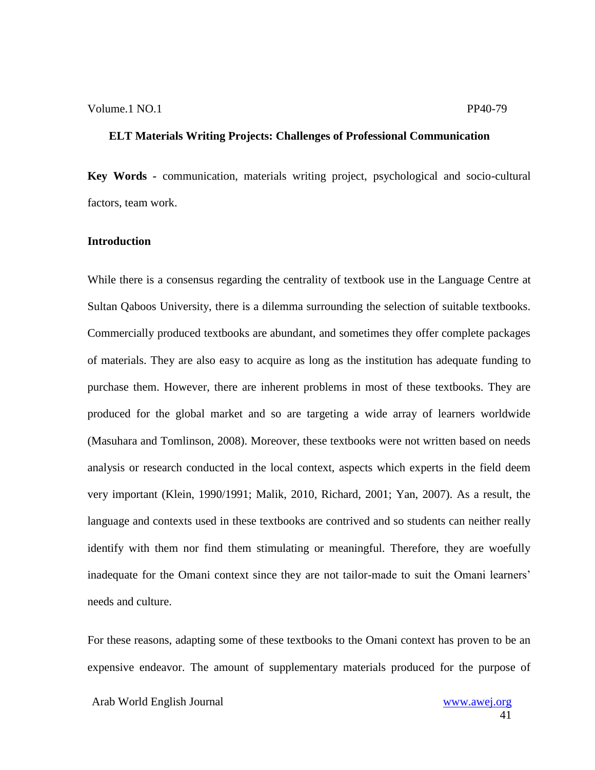## ELT Materials Writing Projects: Challenges of Professional Communication

**Key Words -** communication, materials writing project, psychological and socio-cultural factors, team work.

### Introduction

While there is a consensus regarding the centrality of textbook use in the Language Centre at Sultan Qaboos University, there is a dilemma surrounding the selection of suitable textbooks. Commercially produced textbooks are abundant, and sometimes they offer complete packages of materials. They are also easy to acquire as long as the institution has adequate funding to purchase them. However, there are inherent problems in most of these textbooks. They are produced for the global market and so are targeting a wide array of learners worldwide (Masuhara and Tomlinson, 2008). Moreover, these textbooks were not written based on needs analysis or research conducted in the local context, aspects which experts in the field deem very important (Klein, 1990/1991; Malik, 2010, Richard, 2001; Yan, 2007). As a result, the language and contexts used in these textbooks are contrived and so students can neither really identify with them nor find them stimulating or meaningful. Therefore, they are woefully inadequate for the Omani context since they are not tailor-made to suit the Omani learners' needs and culture.

For these reasons, adapting some of these textbooks to the Omani context has proven to be an expensive endeavor. The amount of supplementary materials produced for the purpose of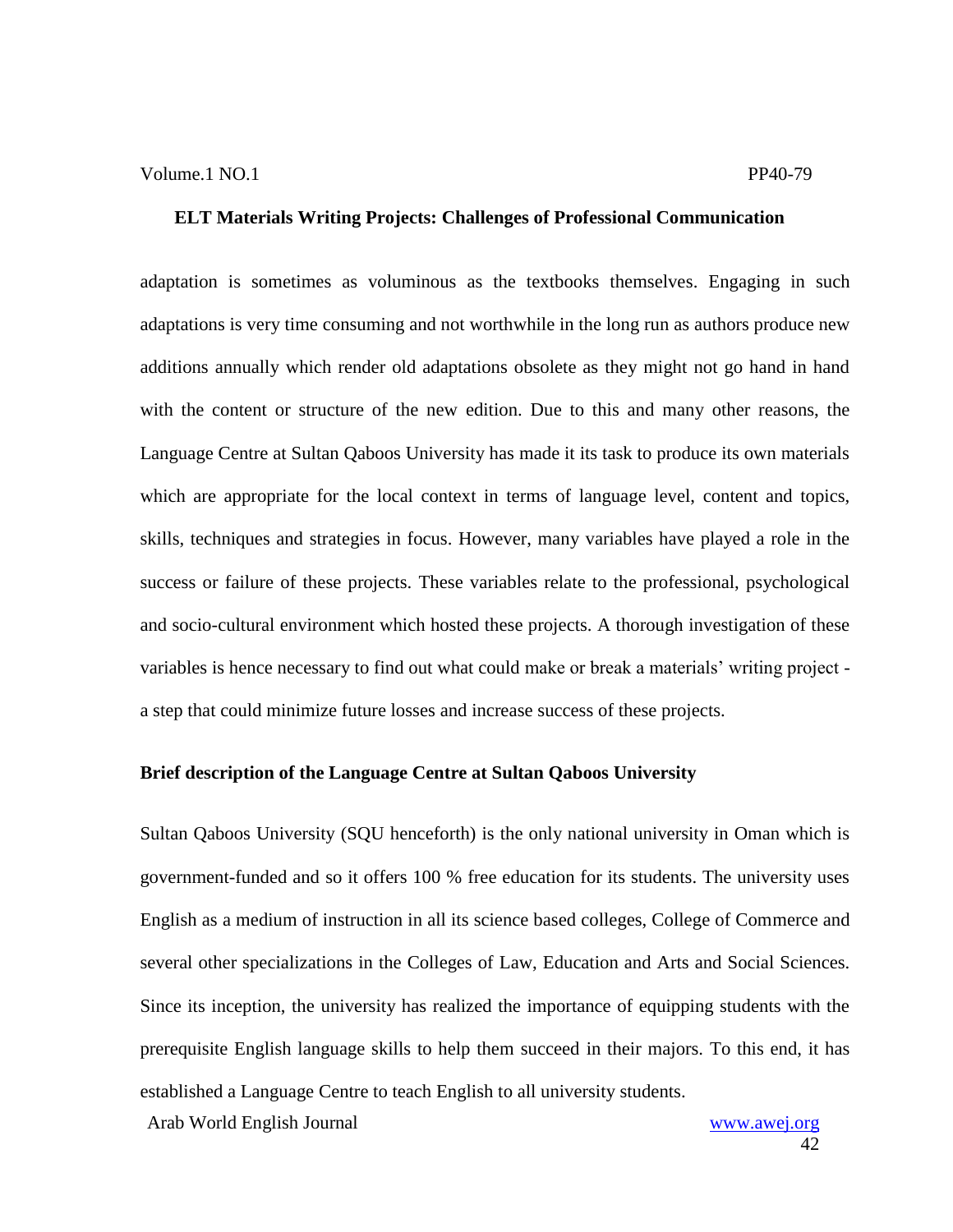adaptation is sometimes as voluminous as the textbooks themselves. Engaging in such adaptations is very time consuming and not worthwhile in the long run as authors produce new additions annually which render old adaptations obsolete as they might not go hand in hand with the content or structure of the new edition. Due to this and many other reasons, the Language Centre at Sultan Qaboos University has made it its task to produce its own materials which are appropriate for the local context in terms of language level, content and topics, skills, techniques and strategies in focus. However, many variables have played a role in the success or failure of these projects. These variables relate to the professional, psychological and socio-cultural environment which hosted these projects. A thorough investigation of these variables is hence necessary to find out what could make or break a materials' writing project - a step that could minimize future losses and increase success of these projects.

**Brief description of the Language Centre at Sultan Qaboos University**

Sultan Qaboos University (SQU henceforth) is the only national university in Oman which is government-funded and so it offers 100 % free education for its students. The university uses English as a medium of instruction in all its science based colleges, College of Commerce and several other specializations in the Colleges of Law, Education and Arts and Social Sciences. Since its inception, the university has realized the importance of equipping students with the prerequisite English language skills to help them succeed in their majors. To this end, it has established a Language Centre to teach English to all university students.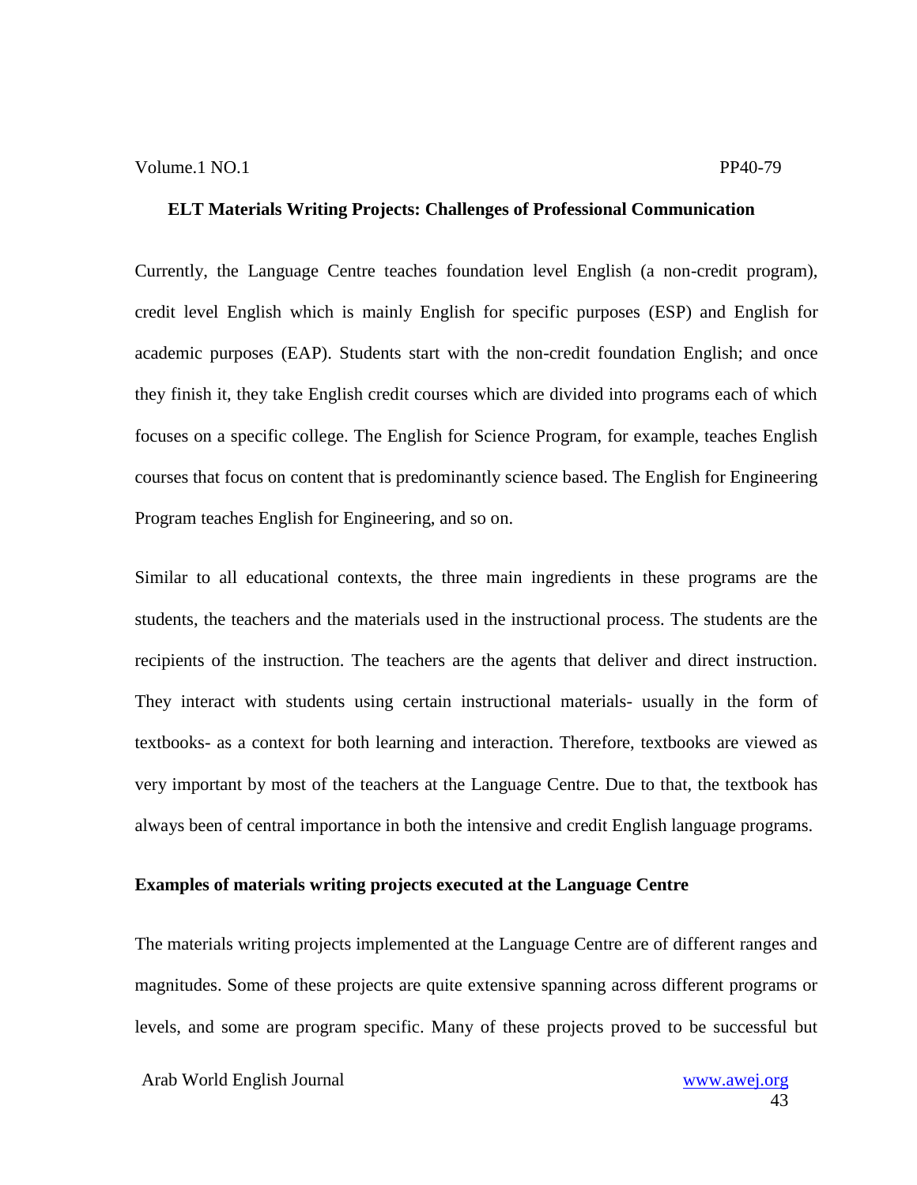Currently, the Language Centre teaches foundation level English (a non-credit program), credit level English which is mainly English for specific purposes (ESP) and English for academic purposes (EAP). Students start with the non-credit foundation English; and once they finish it, they take English credit courses which are divided into programs each of which focuses on a specific college. The English for Science Program, for example, teaches English courses that focus on content that is predominantly science based. The English for Engineering Program teaches English for Engineering, and so on.

Similar to all educational contexts, the three main ingredients in these programs are the students, the teachers and the materials used in the instructional process. The students are the recipients of the instruction. The teachers are the agents that deliver and direct instruction. They interact with students using certain instructional materials- usually in the form of textbooks- as a context for both learning and interaction. Therefore, textbooks are viewed as very important by most of the teachers at the Language Centre. Due to that, the textbook has always been of central importance in both the intensive and credit English language programs.

**Examples of materials writing projects executed at the Language Centre**

The materials writing projects implemented at the Language Centre are of different ranges and magnitudes. Some of these projects are quite extensive spanning across different programs or levels, and some are program specific. Many of these projects proved to be successful but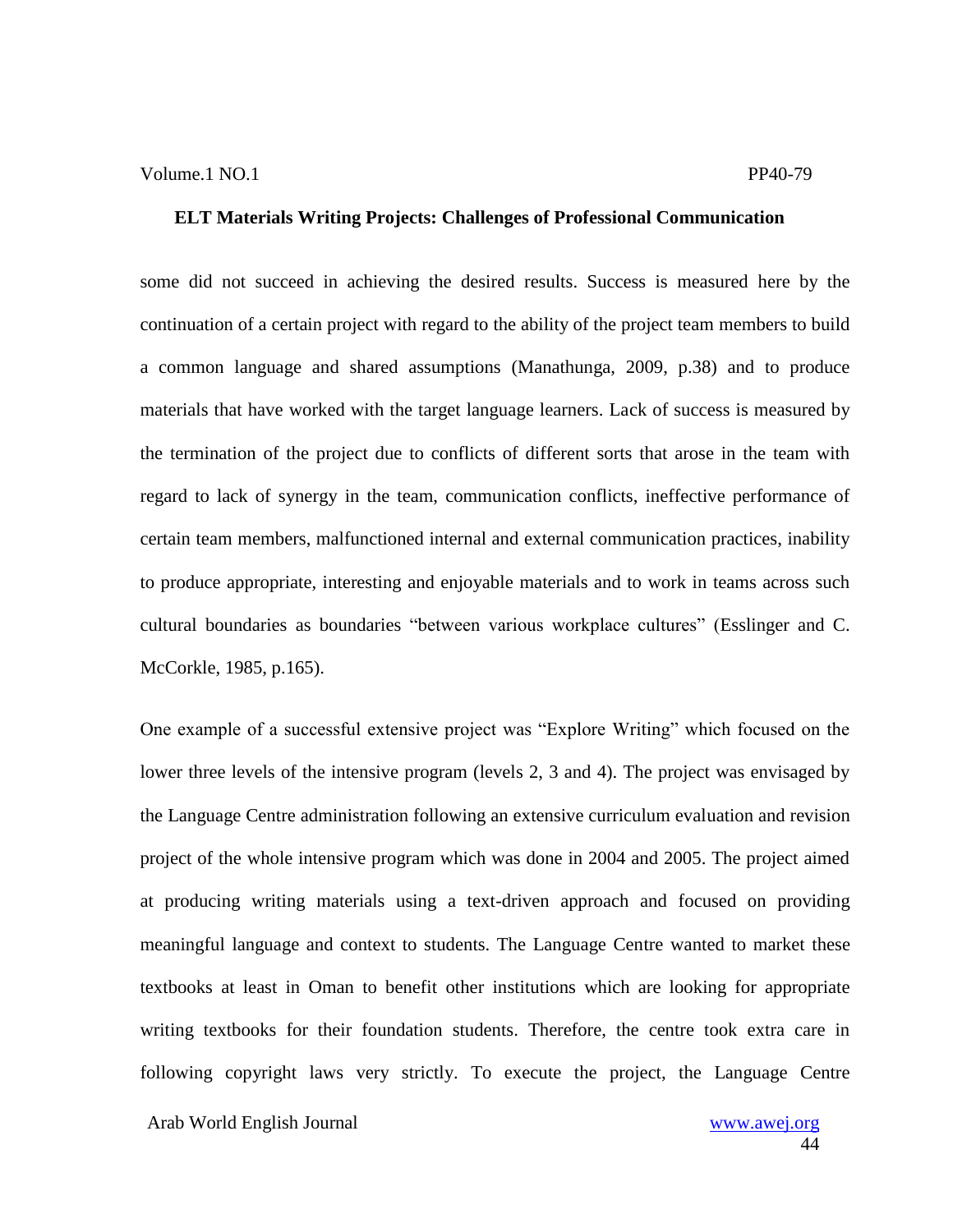some did not succeed in achieving the desired results. Success is measured here by the continuation of a certain project with regard to the ability of the project team members to build a common language and shared assumptions (Manathunga, 2009, p.38) and to produce materials that have worked with the target language learners. Lack of success is measured by the termination of the project due to conflicts of different sorts that arose in the team with regard to lack of synergy in the team, communication conflicts, ineffective performance of certain team members, malfunctioned internal and external communication practices, inability to produce appropriate, interesting and enjoyable materials and to work in teams across such cultural boundaries as boundaries "between various workplace cultures" (Esslinger and C. McCorkle, 1985, p.165).

One example of a successful extensive project was "Explore Writing" which focused on the lower three levels of the intensive program (levels 2, 3 and 4). The project was envisaged by the Language Centre administration following an extensive curriculum evaluation and revision project of the whole intensive program which was done in 2004 and 2005. The project aimed at producing writing materials using a text-driven approach and focused on providing meaningful language and context to students. The Language Centre wanted to market these textbooks at least in Oman to benefit other institutions which are looking for appropriate writing textbooks for their foundation students. Therefore, the centre took extra care in following copyright laws very strictly. To execute the project, the Language Centre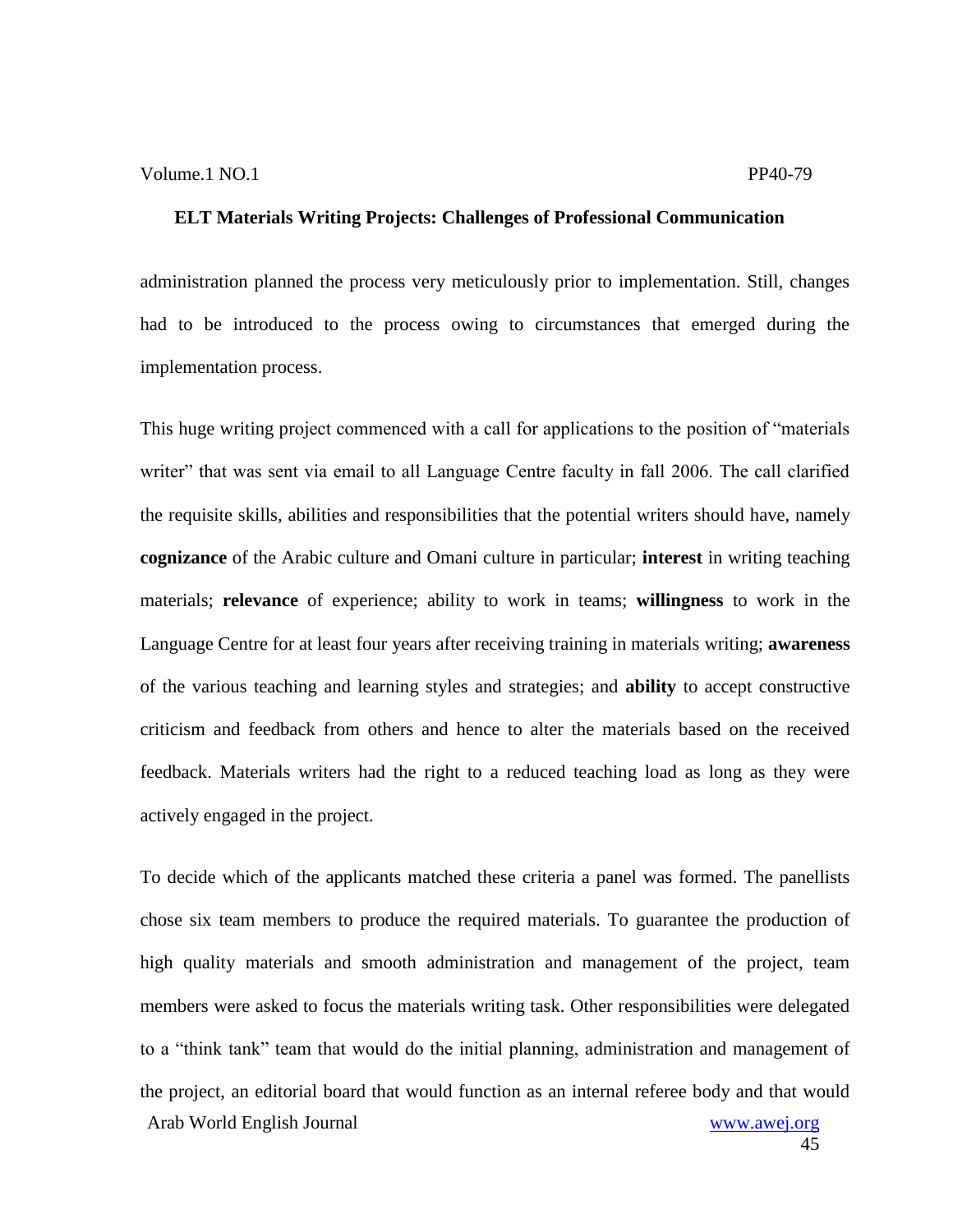administration planned the process very meticulously prior to implementation. Still, changes had to be introduced to the process owing to circumstances that emerged during the implementation process.

This huge writing project commenced with a call for applications to the position of "materials writer" that was sent via email to all Language Centre faculty in fall 2006. The call clarified the requisite skills, abilities and responsibilities that the potential writers should have, namely **cognizance** of the Arabic culture and Omani culture in particular; **interest** in writing teaching materials; **relevance** of experience; ability to work in teams; **willingness** to work in the Language Centre for at least four years after receiving training in materials writing; **awareness** of the various teaching and learning styles and strategies; and **ability** to accept constructive criticism and feedback from others and hence to alter the materials based on the received feedback. Materials writers had the right to a reduced teaching load as long as they were actively engaged in the project.

To decide which of the applicants matched these criteria a panel was formed. The panellists chose six team members to produce the required materials. To guarantee the production of high quality materials and smooth administration and management of the project, team members were asked to focus the materials writing task. Other responsibilities were delegated to a "think tank" team that would do the initial planning, administration and management of the project, an editorial board that would function as an internal referee body and that would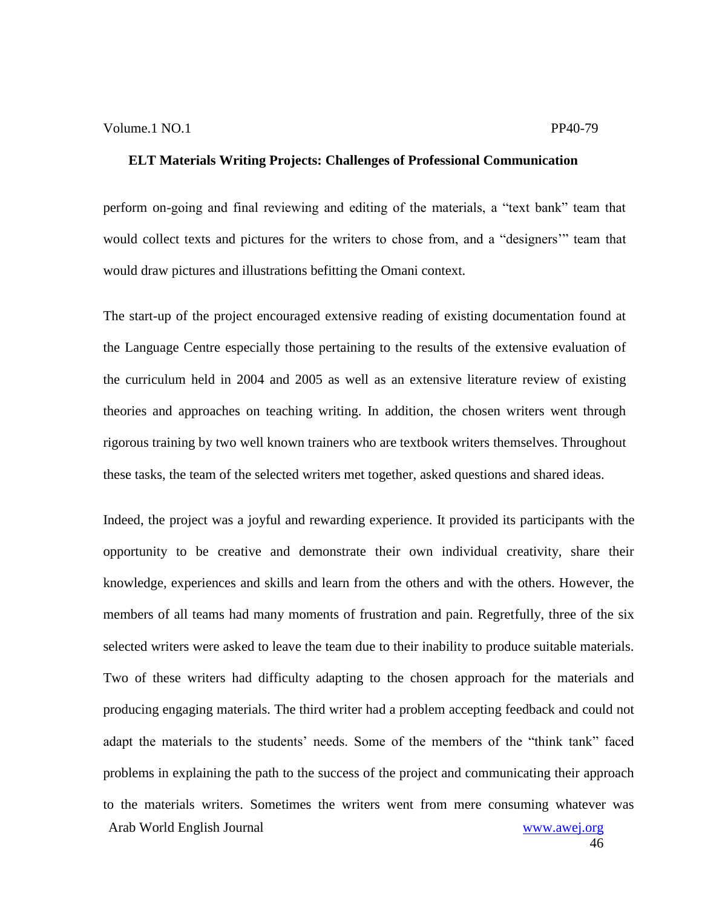perform on-going and final reviewing and editing of the materials, a "text bank" team that would collect texts and pictures for the writers to chose from, and a "designers'" team that would draw pictures and illustrations befitting the Omani context.

The start-up of the project encouraged extensive reading of existing documentation found at the Language Centre especially those pertaining to the results of the extensive evaluation of the curriculum held in 2004 and 2005 as well as an extensive literature review of existing theories and approaches on teaching writing. In addition, the chosen writers went through rigorous training by two well known trainers who are textbook writers themselves. Throughout these tasks, the team of the selected writers met together, asked questions and shared ideas.

Indeed, the project was a joyful and rewarding experience. It provided its participants with the opportunity to be creative and demonstrate their own individual creativity, share their knowledge, experiences and skills and learn from the others and with the others. However, the members of all teams had many moments of frustration and pain. Regretfully, three of the six selected writers were asked to leave the team due to their inability to produce suitable materials. Two of these writers had difficulty adapting to the chosen approach for the materials and producing engaging materials. The third writer had a problem accepting feedback and could not adapt the materials to the students' needs. Some of the members of the "think tank" faced problems in explaining the path to the success of the project and communicating their approach to the materials writers. Sometimes the writers went from mere consuming whatever was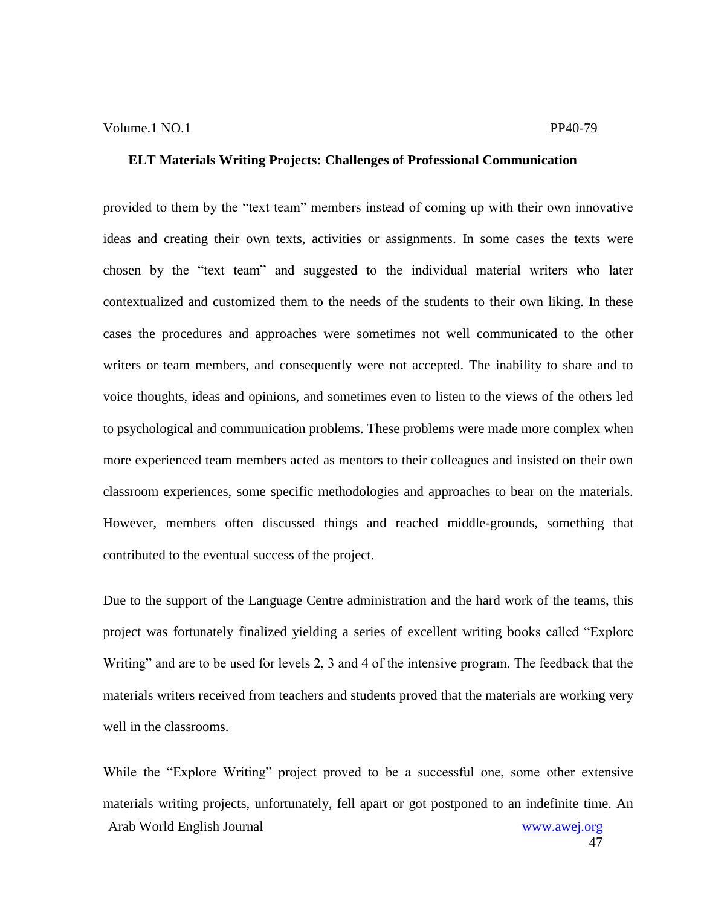provided to them by the "text team" members instead of coming up with their own innovative ideas and creating their own texts, activities or assignments. In some cases the texts were chosen by the "text team" and suggested to the individual material writers who later contextualized and customized them to the needs of the students to their own liking. In these cases the procedures and approaches were sometimes not well communicated to the other writers or team members, and consequently were not accepted. The inability to share and to voice thoughts, ideas and opinions, and sometimes even to listen to the views of the others led to psychological and communication problems. These problems were made more complex when more experienced team members acted as mentors to their colleagues and insisted on their own classroom experiences, some specific methodologies and approaches to bear on the materials. However, members often discussed things and reached middle-grounds, something that contributed to the eventual success of the project.

Due to the support of the Language Centre administration and the hard work of the teams, this project was fortunately finalized yielding a series of excellent writing books called "Explore Writing" and are to be used for levels 2, 3 and 4 of the intensive program. The feedback that the materials writers received from teachers and students proved that the materials are working very well in the classrooms.

While the "Explore Writing" project proved to be a successful one, some other extensive materials writing projects, unfortunately, fell apart or got postponed to an indefinite time. An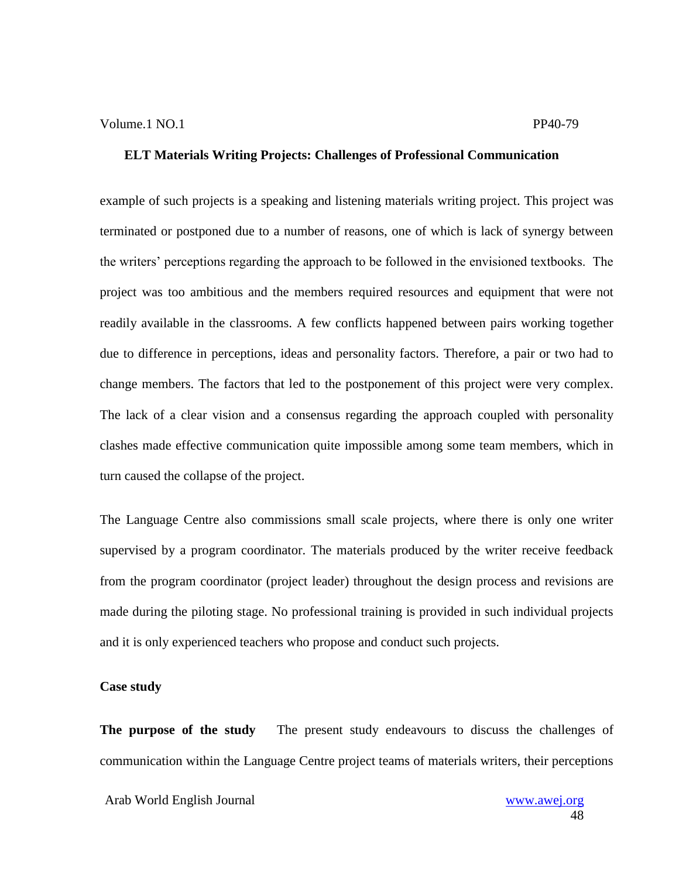example of such projects is a speaking and listening materials writing project. This project was terminated or postponed due to a number of reasons, one of which is lack of synergy between the writers' perceptions regarding the approach to be followed in the envisioned textbooks. The project was too ambitious and the members required resources and equipment that were not readily available in the classrooms. A few conflicts happened between pairs working together due to difference in perceptions, ideas and personality factors. Therefore, a pair or two had to change members. The factors that led to the postponement of this project were very complex. The lack of a clear vision and a consensus regarding the approach coupled with personality clashes made effective communication quite impossible among some team members, which in turn caused the collapse of the project.

The Language Centre also commissions small scale projects, where there is only one writer supervised by a program coordinator. The materials produced by the writer receive feedback from the program coordinator (project leader) throughout the design process and revisions are made during the piloting stage. No professional training is provided in such individual projects and it is only experienced teachers who propose and conduct such projects.

## Case study

**The purpose of the study** The present study endeavours to discuss the challenges of communication within the Language Centre project teams of materials writers, their perceptions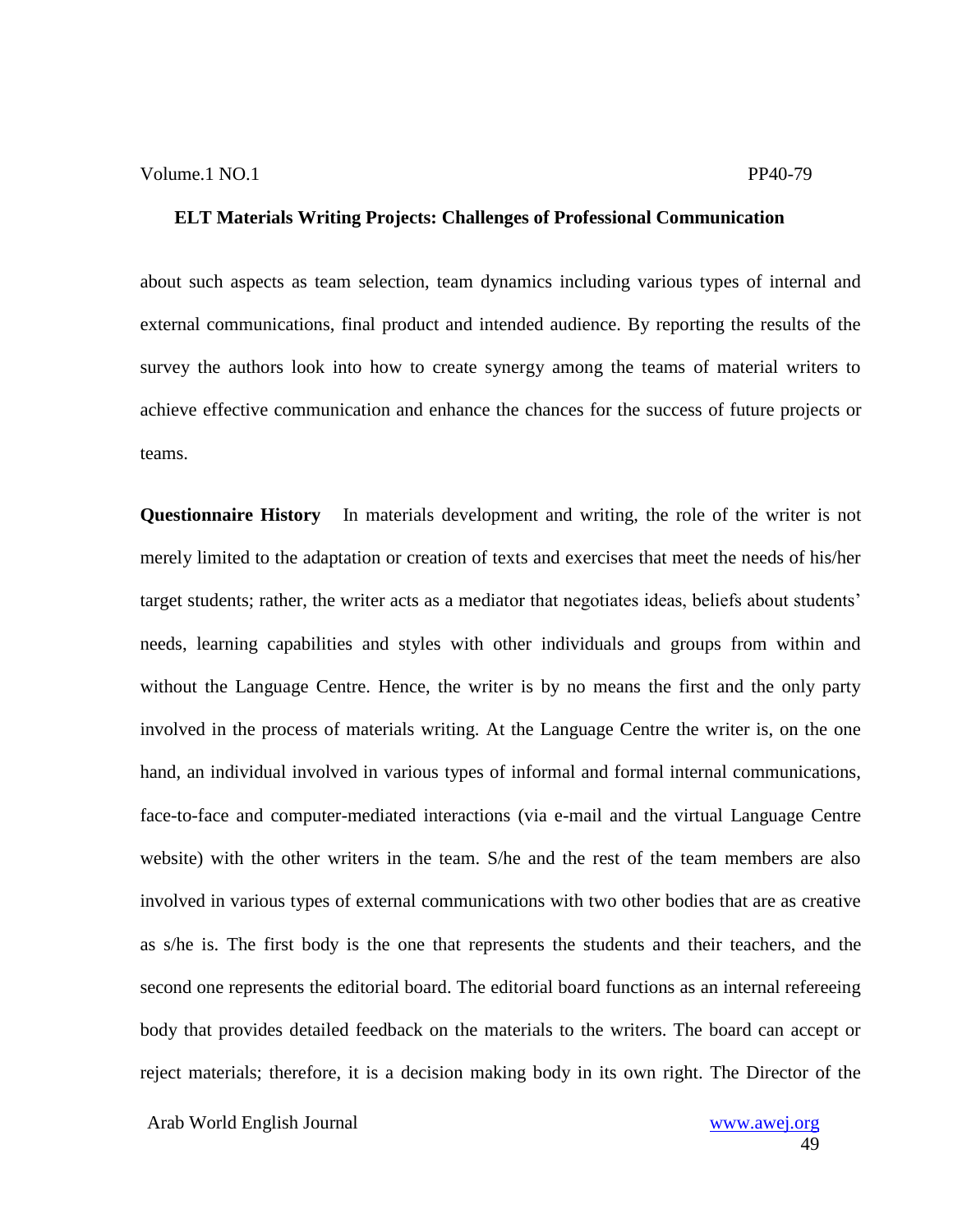about such aspects as team selection, team dynamics including various types of internal and external communications, final product and intended audience. By reporting the results of the survey the authors look into how to create synergy among the teams of material writers to achieve effective communication and enhance the chances for the success of future projects or teams.

**Questionnaire History** In materials development and writing, the role of the writer is not merely limited to the adaptation or creation of texts and exercises that meet the needs of his/her target students; rather, the writer acts as a mediator that negotiates ideas, beliefs about students' needs, learning capabilities and styles with other individuals and groups from within and without the Language Centre. Hence, the writer is by no means the first and the only party involved in the process of materials writing. At the Language Centre the writer is, on the one hand, an individual involved in various types of informal and formal internal communications, face-to-face and computer-mediated interactions (via e-mail and the virtual Language Centre website) with the other writers in the team. S/he and the rest of the team members are also involved in various types of external communications with two other bodies that are as creative as s/he is. The first body is the one that represents the students and their teachers, and the second one represents the editorial board. The editorial board functions as an internal refereeing body that provides detailed feedback on the materials to the writers. The board can accept or reject materials; therefore, it is a decision making body in its own right. The Director of the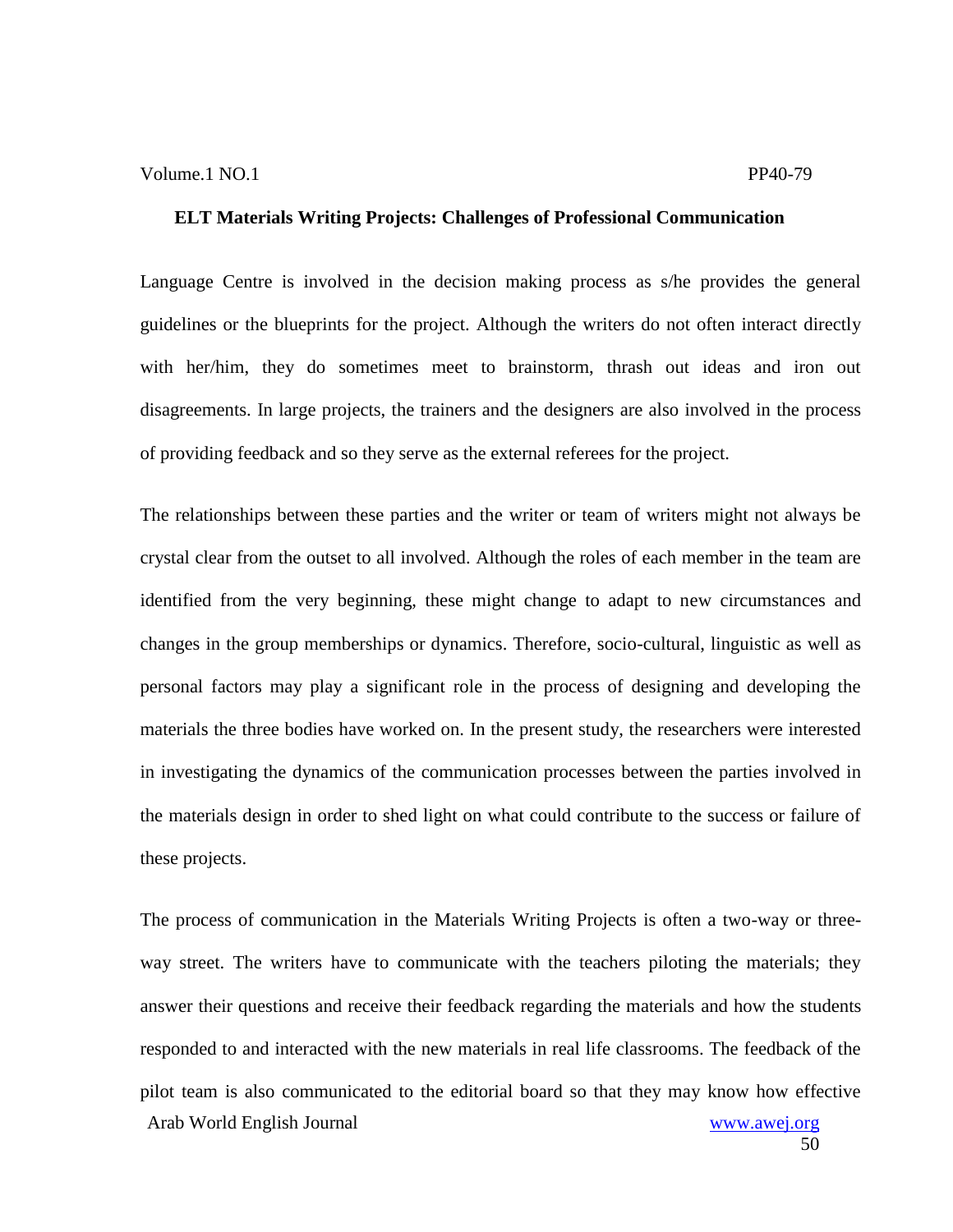Language Centre is involved in the decision making process as s/he provides the general guidelines or the blueprints for the project. Although the writers do not often interact directly with her/him, they do sometimes meet to brainstorm, thrash out ideas and iron out disagreements. In large projects, the trainers and the designers are also involved in the process of providing feedback and so they serve as the external referees for the project.

The relationships between these parties and the writer or team of writers might not always be crystal clear from the outset to all involved. Although the roles of each member in the team are identified from the very beginning, these might change to adapt to new circumstances and changes in the group memberships or dynamics. Therefore, socio-cultural, linguistic as well as personal factors may play a significant role in the process of designing and developing the materials the three bodies have worked on. In the present study, the researchers were interested in investigating the dynamics of the communication processes between the parties involved in the materials design in order to shed light on what could contribute to the success or failure of these projects.

The process of communication in the Materials Writing Projects is often a two-way or three-way street. The writers have to communicate with the teachers piloting the materials; they answer their questions and receive their feedback regarding the materials and how the students responded to and interacted with the new materials in real life classrooms. The feedback of the pilot team is also communicated to the editorial board so that they may know how effective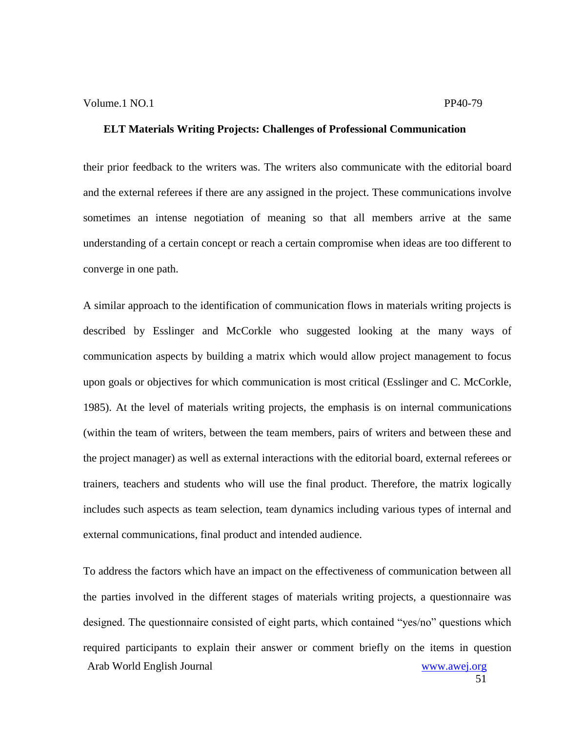their prior feedback to the writers was. The writers also communicate with the editorial board and the external referees if there are any assigned in the project. These communications involve sometimes an intense negotiation of meaning so that all members arrive at the same understanding of a certain concept or reach a certain compromise when ideas are too different to converge in one path.

A similar approach to the identification of communication flows in materials writing projects is described by Esslinger and McCorkle who suggested looking at the many ways of communication aspects by building a matrix which would allow project management to focus upon goals or objectives for which communication is most critical (Esslinger and C. McCorkle, 1985). At the level of materials writing projects, the emphasis is on internal communications (within the team of writers, between the team members, pairs of writers and between these and the project manager) as well as external interactions with the editorial board, external referees or trainers, teachers and students who will use the final product. Therefore, the matrix logically includes such aspects as team selection, team dynamics including various types of internal and external communications, final product and intended audience.

To address the factors which have an impact on the effectiveness of communication between all the parties involved in the different stages of materials writing projects, a questionnaire was designed. The questionnaire consisted of eight parts, which contained "yes/no" questions which required participants to explain their answer or comment briefly on the items in question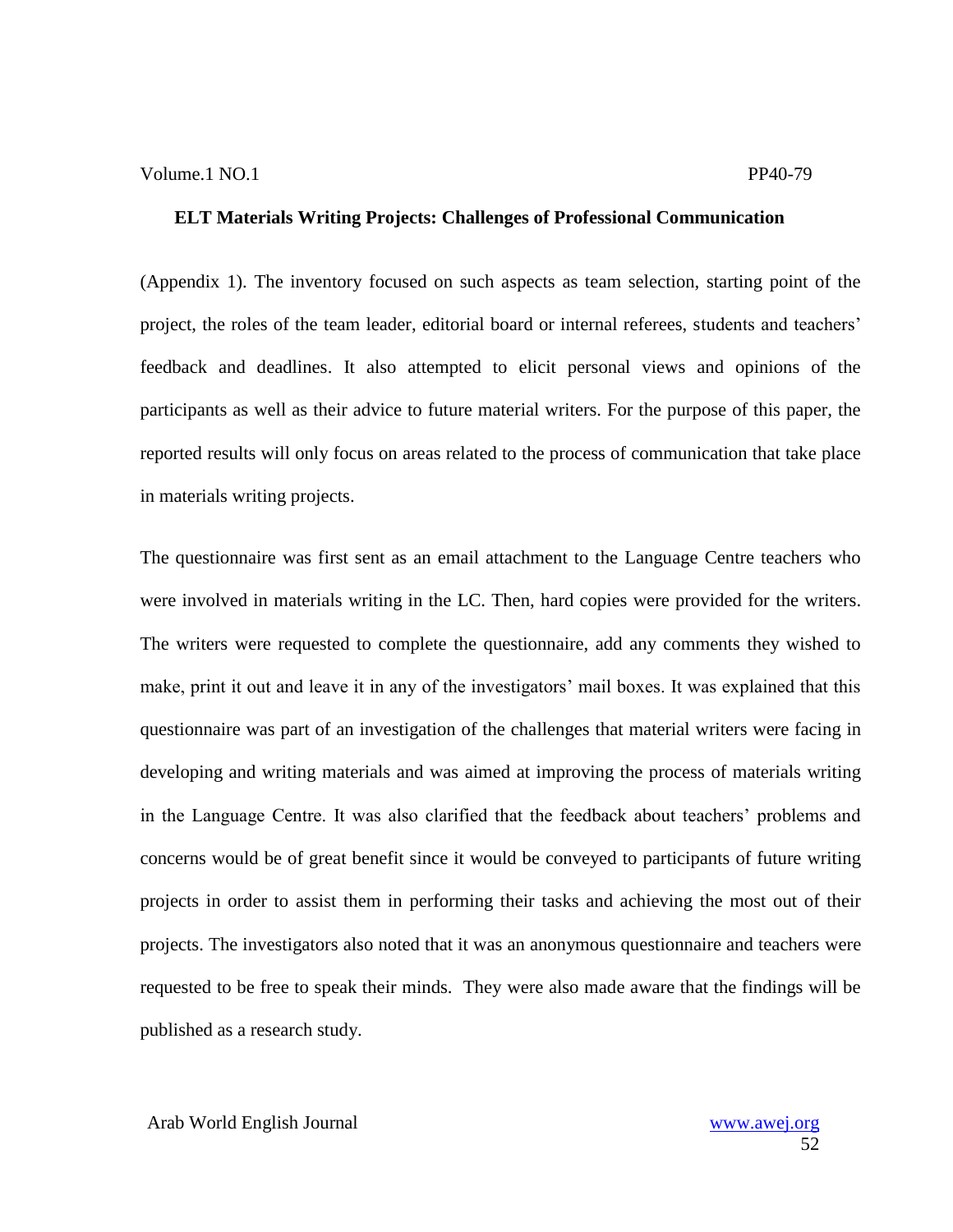(Appendix 1). The inventory focused on such aspects as team selection, starting point of the project, the roles of the team leader, editorial board or internal referees, students and teachers' feedback and deadlines. It also attempted to elicit personal views and opinions of the participants as well as their advice to future material writers. For the purpose of this paper, the reported results will only focus on areas related to the process of communication that take place in materials writing projects.

The questionnaire was first sent as an email attachment to the Language Centre teachers who were involved in materials writing in the LC. Then, hard copies were provided for the writers. The writers were requested to complete the questionnaire, add any comments they wished to make, print it out and leave it in any of the investigators' mail boxes. It was explained that this questionnaire was part of an investigation of the challenges that material writers were facing in developing and writing materials and was aimed at improving the process of materials writing in the Language Centre. It was also clarified that the feedback about teachers' problems and concerns would be of great benefit since it would be conveyed to participants of future writing projects in order to assist them in performing their tasks and achieving the most out of their projects. The investigators also noted that it was an anonymous questionnaire and teachers were requested to be free to speak their minds. They were also made aware that the findings will be published as a research study.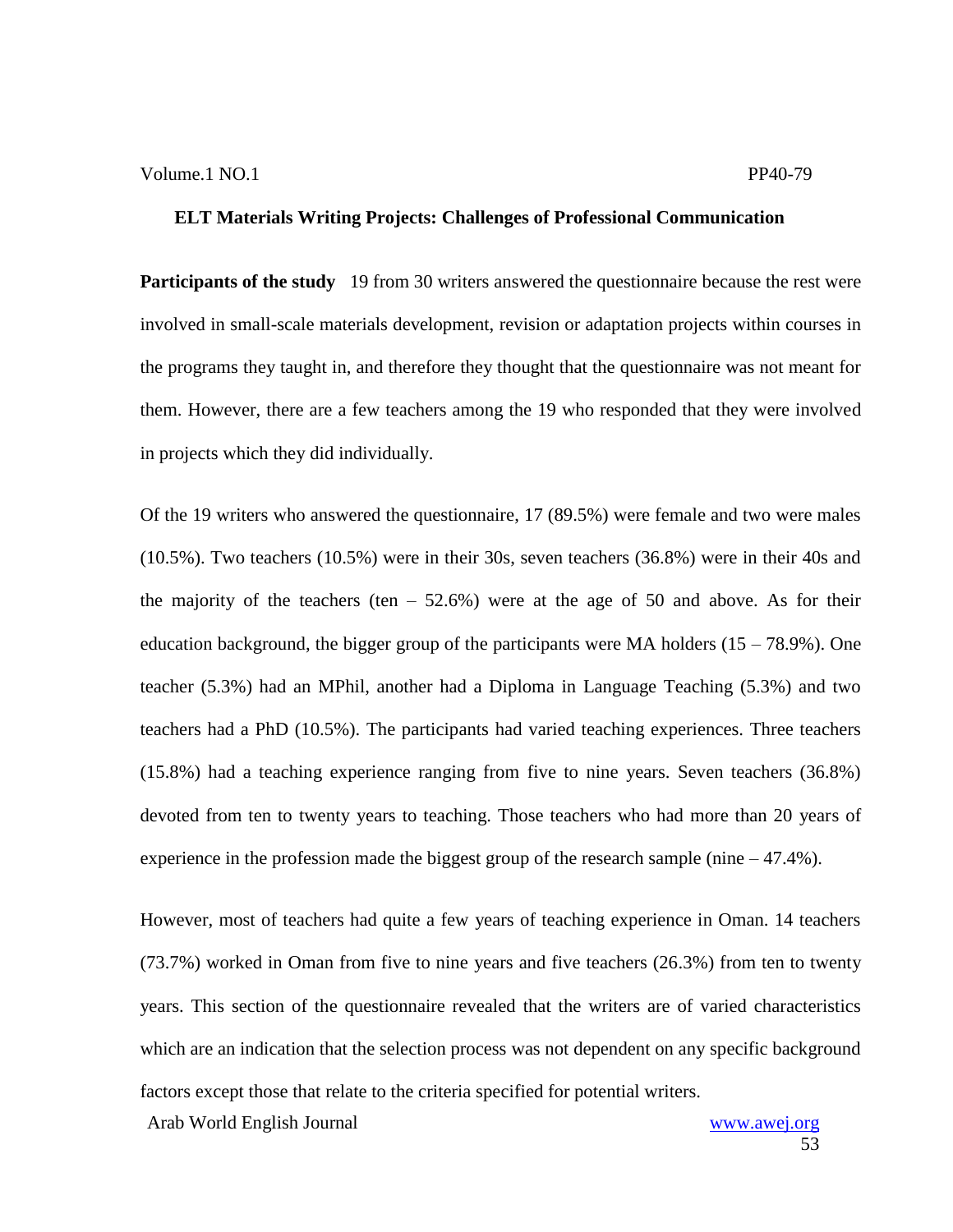**Participants of the study** 19 from 30 writers answered the questionnaire because the rest were involved in small-scale materials development, revision or adaptation projects within courses in the programs they taught in, and therefore they thought that the questionnaire was not meant for them. However, there are a few teachers among the 19 who responded that they were involved in projects which they did individually.

Of the 19 writers who answered the questionnaire, 17 (89.5%) were female and two were males (10.5%). Two teachers (10.5%) were in their 30s, seven teachers (36.8%) were in their 40s and the majority of the teachers (ten – 52.6%) were at the age of 50 and above. As for their education background, the bigger group of the participants were MA holders (15 – 78.9%). One teacher (5.3%) had an MPhil, another had a Diploma in Language Teaching (5.3%) and two teachers had a PhD (10.5%). The participants had varied teaching experiences. Three teachers (15.8%) had a teaching experience ranging from five to nine years. Seven teachers (36.8%) devoted from ten to twenty years to teaching. Those teachers who had more than 20 years of experience in the profession made the biggest group of the research sample (nine – 47.4%).

However, most of teachers had quite a few years of teaching experience in Oman. 14 teachers (73.7%) worked in Oman from five to nine years and five teachers (26.3%) from ten to twenty years. This section of the questionnaire revealed that the writers are of varied characteristics which are an indication that the selection process was not dependent on any specific background factors except those that relate to the criteria specified for potential writers.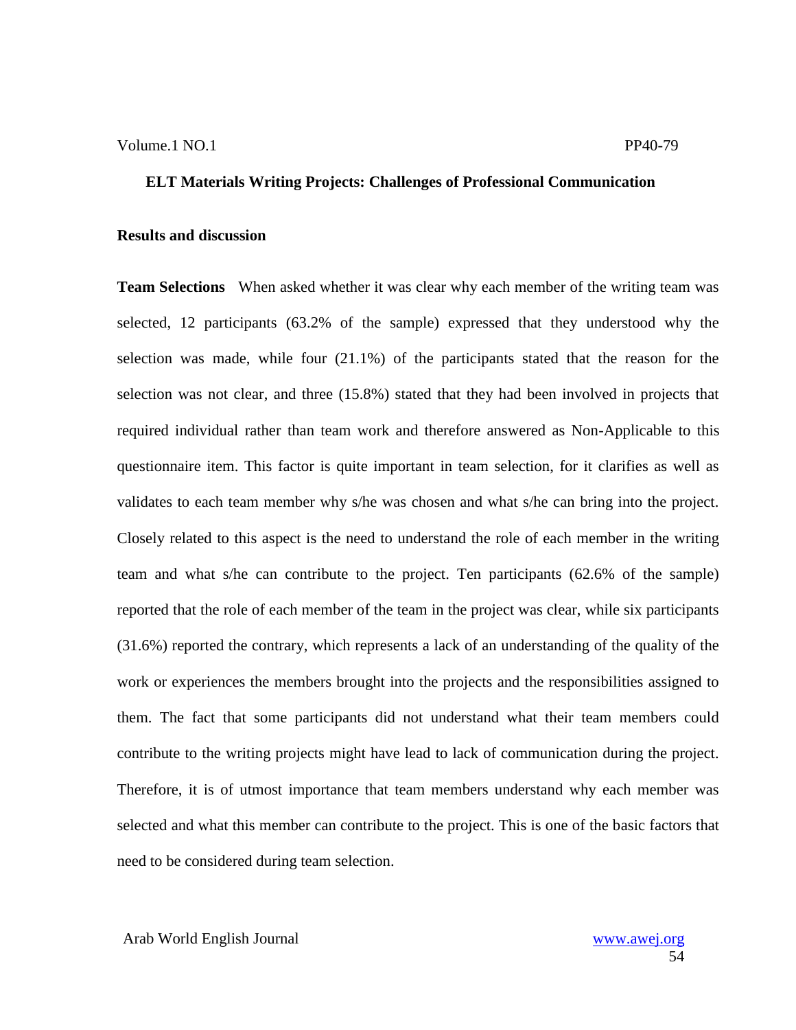## Results and discussion

**Team Selections** When asked whether it was clear why each member of the writing team was selected, 12 participants (63.2% of the sample) expressed that they understood why the selection was made, while four (21.1%) of the participants stated that the reason for the selection was not clear, and three (15.8%) stated that they had been involved in projects that required individual rather than team work and therefore answered as Non-Applicable to this questionnaire item. This factor is quite important in team selection, for it clarifies as well as validates to each team member why s/he was chosen and what s/he can bring into the project. Closely related to this aspect is the need to understand the role of each member in the writing team and what s/he can contribute to the project. Ten participants (62.6% of the sample) reported that the role of each member of the team in the project was clear, while six participants (31.6%) reported the contrary, which represents a lack of an understanding of the quality of the work or experiences the members brought into the projects and the responsibilities assigned to them. The fact that some participants did not understand what their team members could contribute to the writing projects might have lead to lack of communication during the project. Therefore, it is of utmost importance that team members understand why each member was selected and what this member can contribute to the project. This is one of the basic factors that need to be considered during team selection.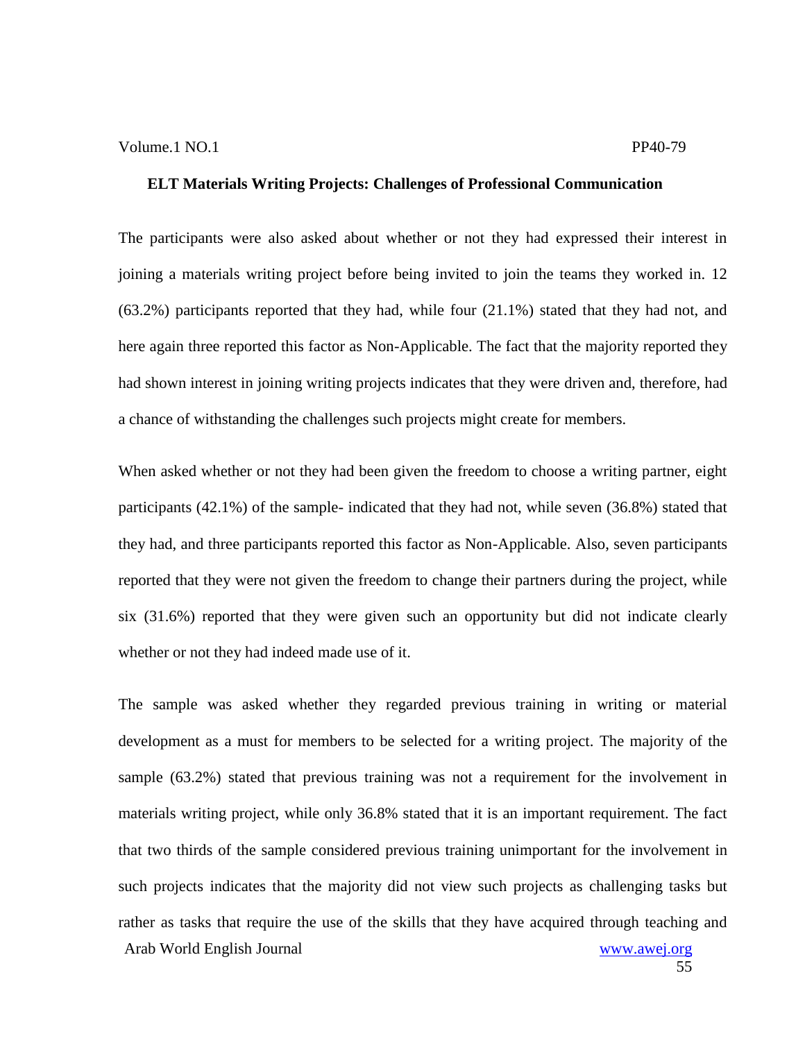The participants were also asked about whether or not they had expressed their interest in joining a materials writing project before being invited to join the teams they worked in. 12 (63.2%) participants reported that they had, while four (21.1%) stated that they had not, and here again three reported this factor as Non-Applicable. The fact that the majority reported they had shown interest in joining writing projects indicates that they were driven and, therefore, had a chance of withstanding the challenges such projects might create for members.

When asked whether or not they had been given the freedom to choose a writing partner, eight participants (42.1%) of the sample- indicated that they had not, while seven (36.8%) stated that they had, and three participants reported this factor as Non-Applicable. Also, seven participants reported that they were not given the freedom to change their partners during the project, while six (31.6%) reported that they were given such an opportunity but did not indicate clearly whether or not they had indeed made use of it.

The sample was asked whether they regarded previous training in writing or material development as a must for members to be selected for a writing project. The majority of the sample (63.2%) stated that previous training was not a requirement for the involvement in materials writing project, while only 36.8% stated that it is an important requirement. The fact that two thirds of the sample considered previous training unimportant for the involvement in such projects indicates that the majority did not view such projects as challenging tasks but rather as tasks that require the use of the skills that they have acquired through teaching and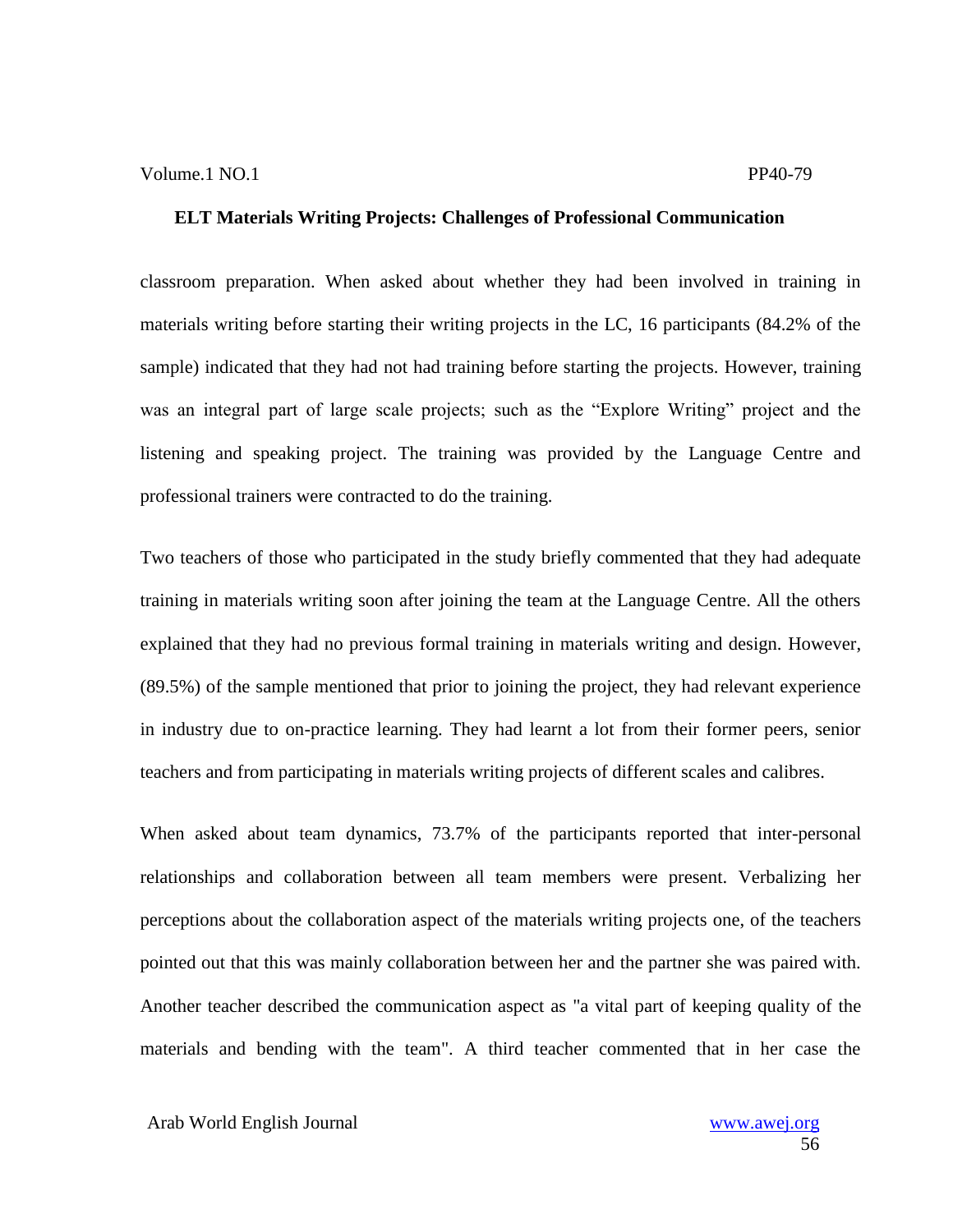classroom preparation. When asked about whether they had been involved in training in materials writing before starting their writing projects in the LC, 16 participants (84.2% of the sample) indicated that they had not had training before starting the projects. However, training was an integral part of large scale projects; such as the "Explore Writing" project and the listening and speaking project. The training was provided by the Language Centre and professional trainers were contracted to do the training.

Two teachers of those who participated in the study briefly commented that they had adequate training in materials writing soon after joining the team at the Language Centre. All the others explained that they had no previous formal training in materials writing and design. However, (89.5%) of the sample mentioned that prior to joining the project, they had relevant experience in industry due to on-practice learning. They had learnt a lot from their former peers, senior teachers and from participating in materials writing projects of different scales and calibres.

When asked about team dynamics, 73.7% of the participants reported that inter-personal relationships and collaboration between all team members were present. Verbalizing her perceptions about the collaboration aspect of the materials writing projects one, of the teachers pointed out that this was mainly collaboration between her and the partner she was paired with. Another teacher described the communication aspect as "a vital part of keeping quality of the materials and bending with the team". A third teacher commented that in her case the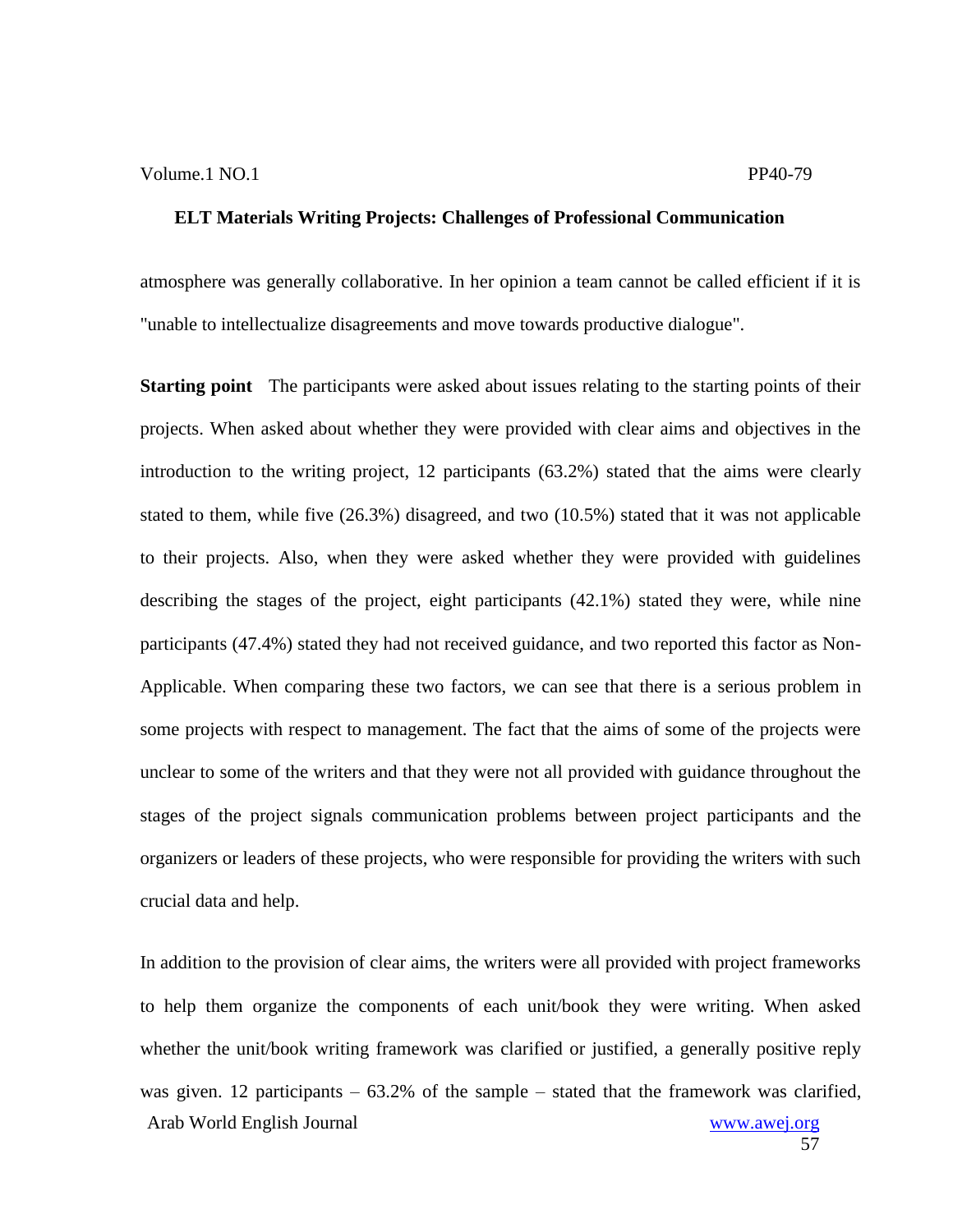atmosphere was generally collaborative. In her opinion a team cannot be called efficient if it is "unable to intellectualize disagreements and move towards productive dialogue".

**Starting point** The participants were asked about issues relating to the starting points of their projects. When asked about whether they were provided with clear aims and objectives in the introduction to the writing project, 12 participants (63.2%) stated that the aims were clearly stated to them, while five (26.3%) disagreed, and two (10.5%) stated that it was not applicable to their projects. Also, when they were asked whether they were provided with guidelines describing the stages of the project, eight participants (42.1%) stated they were, while nine participants (47.4%) stated they had not received guidance, and two reported this factor as Non-Applicable. When comparing these two factors, we can see that there is a serious problem in some projects with respect to management. The fact that the aims of some of the projects were unclear to some of the writers and that they were not all provided with guidance throughout the stages of the project signals communication problems between project participants and the organizers or leaders of these projects, who were responsible for providing the writers with such crucial data and help.

In addition to the provision of clear aims, the writers were all provided with project frameworks to help them organize the components of each unit/book they were writing. When asked whether the unit/book writing framework was clarified or justified, a generally positive reply was given. 12 participants – 63.2% of the sample – stated that the framework was clarified,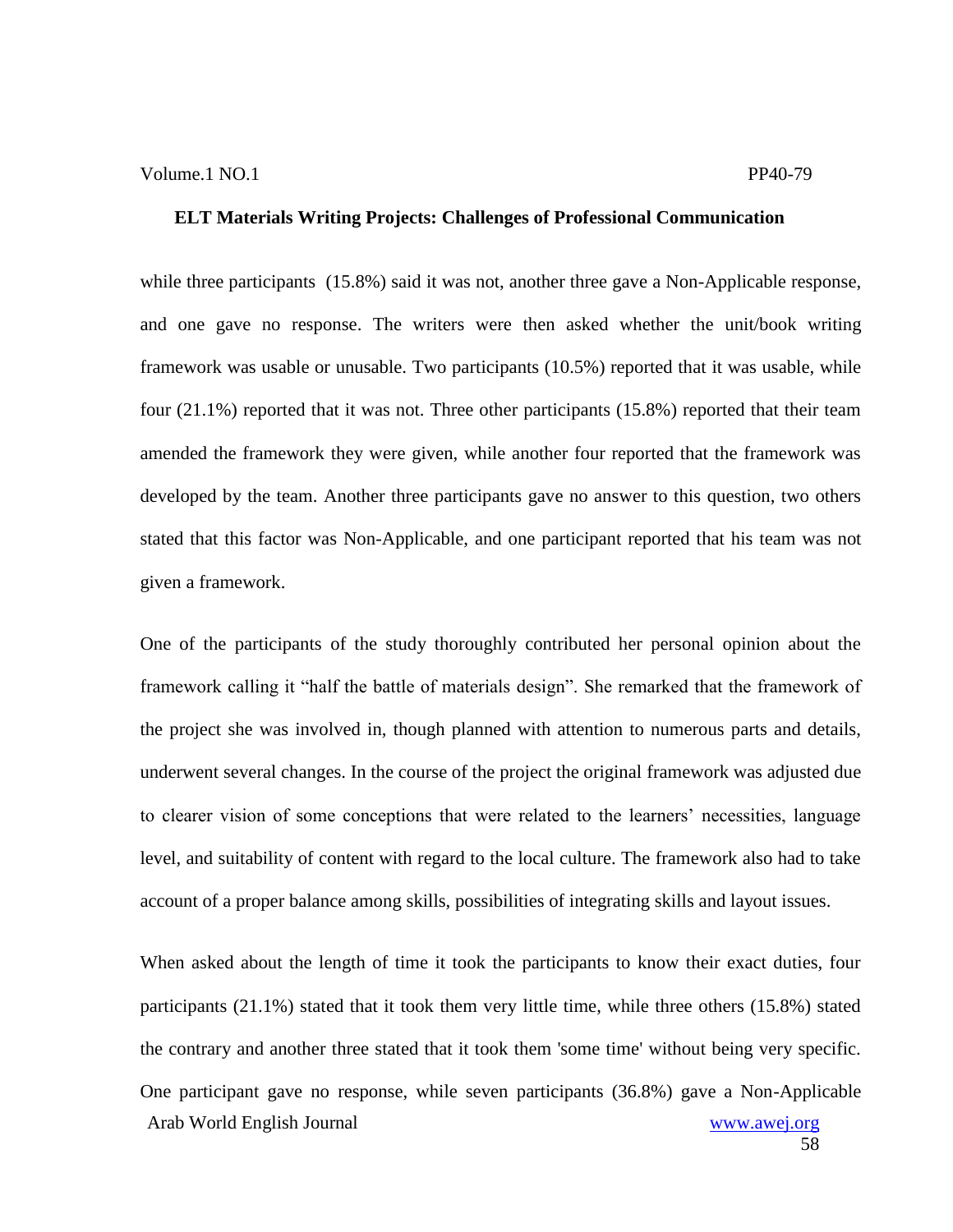while three participants (15.8%) said it was not, another three gave a Non-Applicable response, and one gave no response. The writers were then asked whether the unit/book writing framework was usable or unusable. Two participants (10.5%) reported that it was usable, while four (21.1%) reported that it was not. Three other participants (15.8%) reported that their team amended the framework they were given, while another four reported that the framework was developed by the team. Another three participants gave no answer to this question, two others stated that this factor was Non-Applicable, and one participant reported that his team was not given a framework.

One of the participants of the study thoroughly contributed her personal opinion about the framework calling it "half the battle of materials design". She remarked that the framework of the project she was involved in, though planned with attention to numerous parts and details, underwent several changes. In the course of the project the original framework was adjusted due to clearer vision of some conceptions that were related to the learners' necessities, language level, and suitability of content with regard to the local culture. The framework also had to take account of a proper balance among skills, possibilities of integrating skills and layout issues.

When asked about the length of time it took the participants to know their exact duties, four participants (21.1%) stated that it took them very little time, while three others (15.8%) stated the contrary and another three stated that it took them 'some time' without being very specific. One participant gave no response, while seven participants (36.8%) gave a Non-Applicable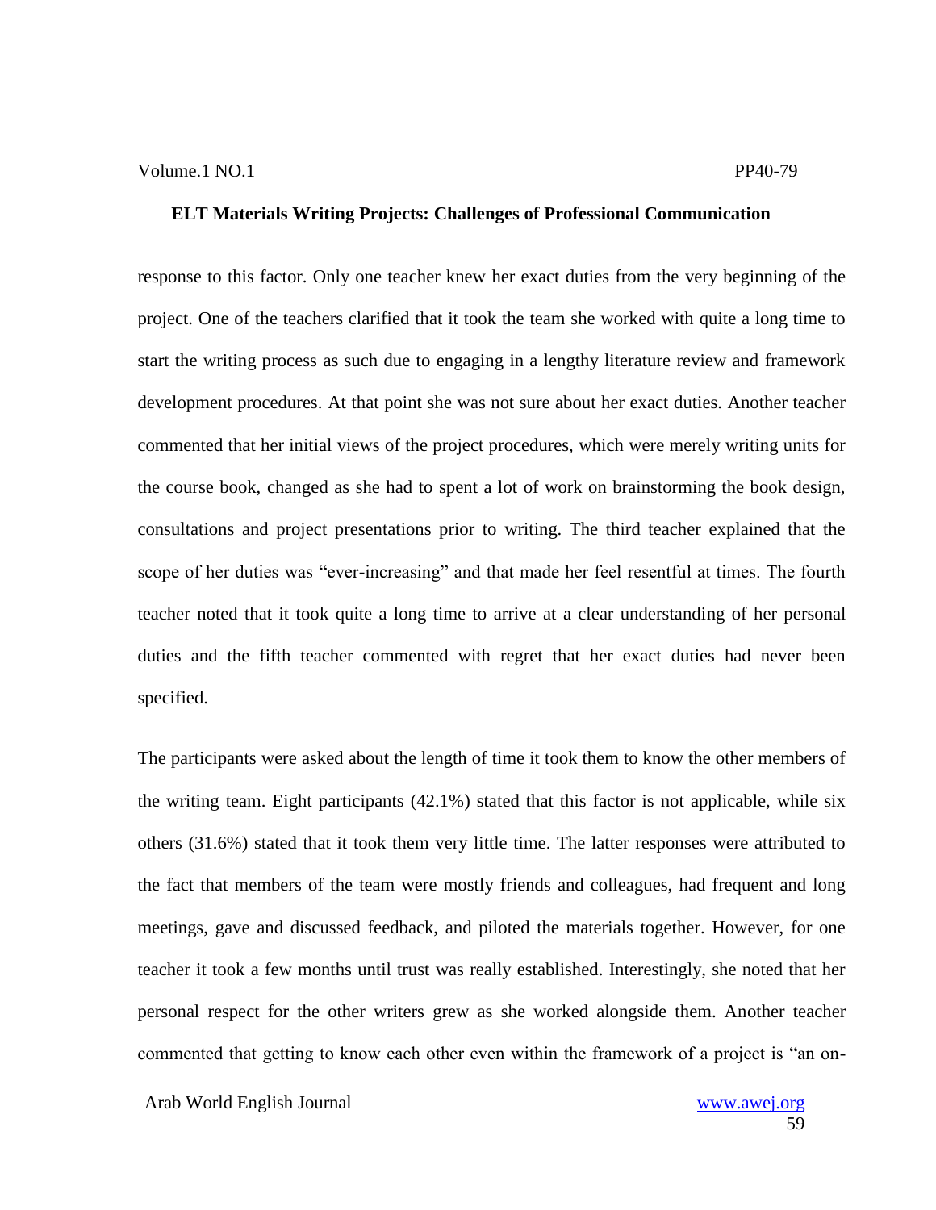response to this factor. Only one teacher knew her exact duties from the very beginning of the project. One of the teachers clarified that it took the team she worked with quite a long time to start the writing process as such due to engaging in a lengthy literature review and framework development procedures. At that point she was not sure about her exact duties. Another teacher commented that her initial views of the project procedures, which were merely writing units for the course book, changed as she had to spent a lot of work on brainstorming the book design, consultations and project presentations prior to writing. The third teacher explained that the scope of her duties was "ever-increasing" and that made her feel resentful at times. The fourth teacher noted that it took quite a long time to arrive at a clear understanding of her personal duties and the fifth teacher commented with regret that her exact duties had never been specified.

The participants were asked about the length of time it took them to know the other members of the writing team. Eight participants (42.1%) stated that this factor is not applicable, while six others (31.6%) stated that it took them very little time. The latter responses were attributed to the fact that members of the team were mostly friends and colleagues, had frequent and long meetings, gave and discussed feedback, and piloted the materials together. However, for one teacher it took a few months until trust was really established. Interestingly, she noted that her personal respect for the other writers grew as she worked alongside them. Another teacher commented that getting to know each other even within the framework of a project is "an on-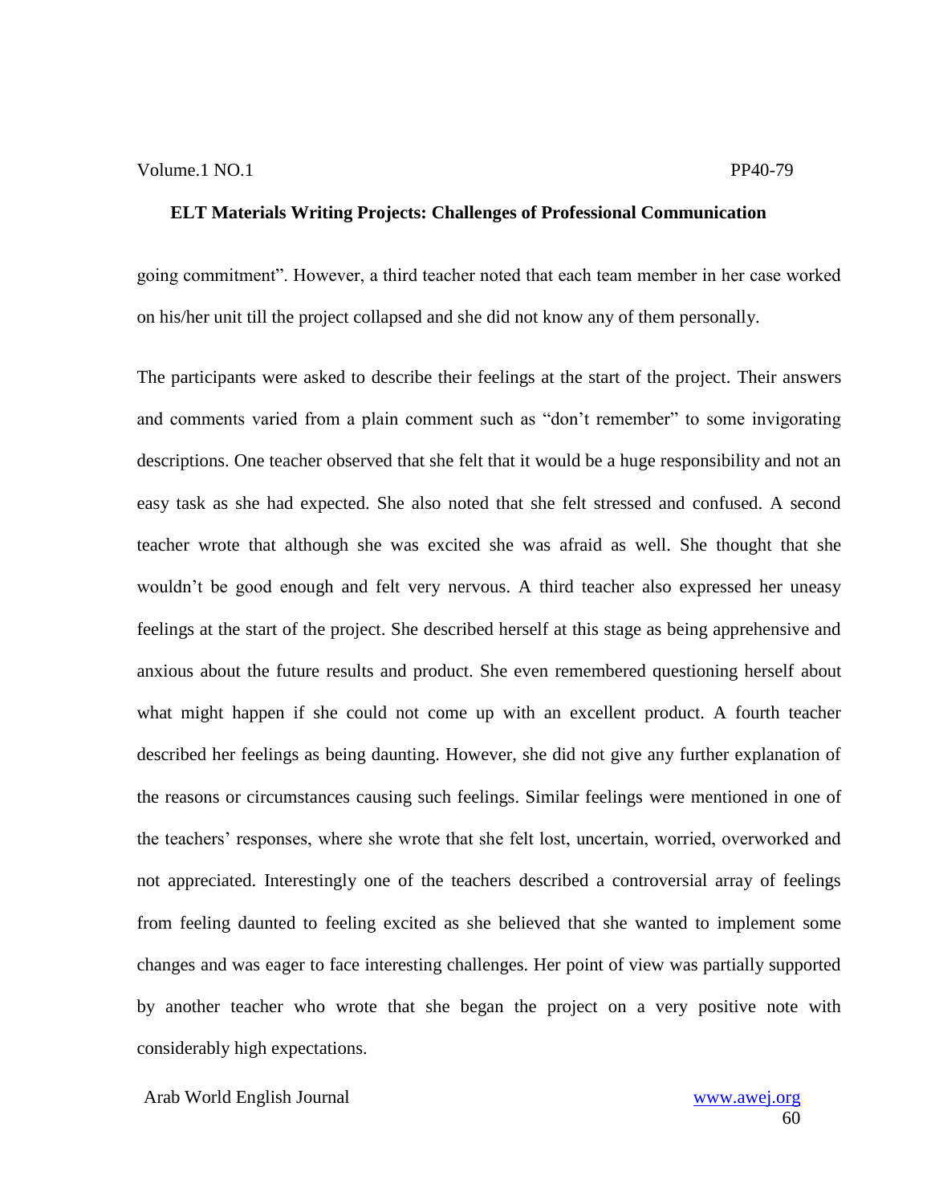going commitment". However, a third teacher noted that each team member in her case worked on his/her unit till the project collapsed and she did not know any of them personally.

The participants were asked to describe their feelings at the start of the project. Their answers and comments varied from a plain comment such as "don't remember" to some invigorating descriptions. One teacher observed that she felt that it would be a huge responsibility and not an easy task as she had expected. She also noted that she felt stressed and confused. A second teacher wrote that although she was excited she was afraid as well. She thought that she wouldn't be good enough and felt very nervous. A third teacher also expressed her uneasy feelings at the start of the project. She described herself at this stage as being apprehensive and anxious about the future results and product. She even remembered questioning herself about what might happen if she could not come up with an excellent product. A fourth teacher described her feelings as being daunting. However, she did not give any further explanation of the reasons or circumstances causing such feelings. Similar feelings were mentioned in one of the teachers' responses, where she wrote that she felt lost, uncertain, worried, overworked and not appreciated. Interestingly one of the teachers described a controversial array of feelings from feeling daunted to feeling excited as she believed that she wanted to implement some changes and was eager to face interesting challenges. Her point of view was partially supported by another teacher who wrote that she began the project on a very positive note with considerably high expectations.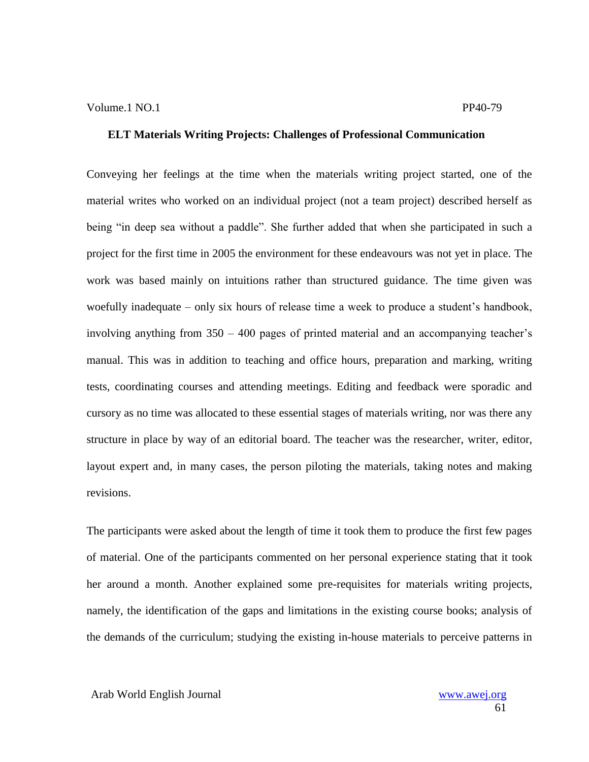Conveying her feelings at the time when the materials writing project started, one of the material writes who worked on an individual project (not a team project) described herself as being "in deep sea without a paddle". She further added that when she participated in such a project for the first time in 2005 the environment for these endeavours was not yet in place. The work was based mainly on intuitions rather than structured guidance. The time given was woefully inadequate – only six hours of release time a week to produce a student's handbook, involving anything from 350 – 400 pages of printed material and an accompanying teacher's manual. This was in addition to teaching and office hours, preparation and marking, writing tests, coordinating courses and attending meetings. Editing and feedback were sporadic and cursory as no time was allocated to these essential stages of materials writing, nor was there any structure in place by way of an editorial board. The teacher was the researcher, writer, editor, layout expert and, in many cases, the person piloting the materials, taking notes and making revisions.

The participants were asked about the length of time it took them to produce the first few pages of material. One of the participants commented on her personal experience stating that it took her around a month. Another explained some pre-requisites for materials writing projects, namely, the identification of the gaps and limitations in the existing course books; analysis of the demands of the curriculum; studying the existing in-house materials to perceive patterns in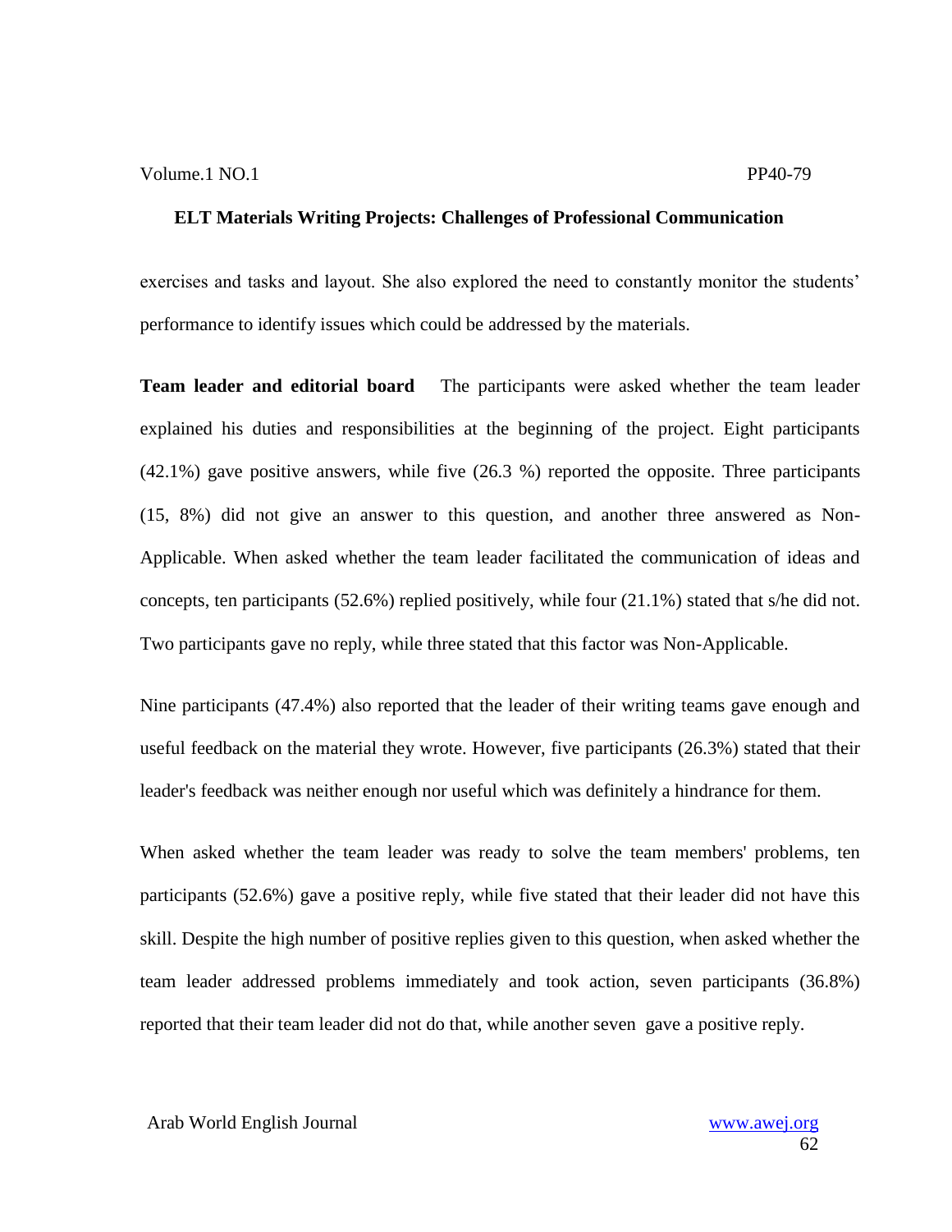exercises and tasks and layout. She also explored the need to constantly monitor the students' performance to identify issues which could be addressed by the materials.

**Team leader and editorial board** The participants were asked whether the team leader explained his duties and responsibilities at the beginning of the project. Eight participants (42.1%) gave positive answers, while five (26.3 %) reported the opposite. Three participants (15, 8%) did not give an answer to this question, and another three answered as Non-Applicable. When asked whether the team leader facilitated the communication of ideas and concepts, ten participants (52.6%) replied positively, while four (21.1%) stated that s/he did not. Two participants gave no reply, while three stated that this factor was Non-Applicable.

Nine participants (47.4%) also reported that the leader of their writing teams gave enough and useful feedback on the material they wrote. However, five participants (26.3%) stated that their leader's feedback was neither enough nor useful which was definitely a hindrance for them.

When asked whether the team leader was ready to solve the team members' problems, ten participants (52.6%) gave a positive reply, while five stated that their leader did not have this skill. Despite the high number of positive replies given to this question, when asked whether the team leader addressed problems immediately and took action, seven participants (36.8%) reported that their team leader did not do that, while another seven gave a positive reply.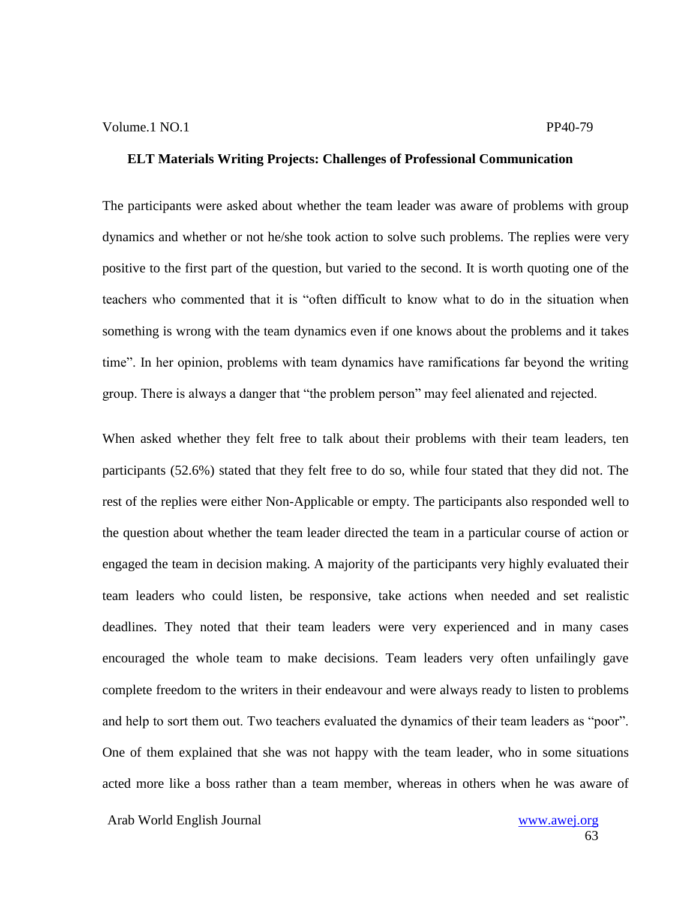The participants were asked about whether the team leader was aware of problems with group dynamics and whether or not he/she took action to solve such problems. The replies were very positive to the first part of the question, but varied to the second. It is worth quoting one of the teachers who commented that it is "often difficult to know what to do in the situation when something is wrong with the team dynamics even if one knows about the problems and it takes time". In her opinion, problems with team dynamics have ramifications far beyond the writing group. There is always a danger that "the problem person" may feel alienated and rejected.

When asked whether they felt free to talk about their problems with their team leaders, ten participants (52.6%) stated that they felt free to do so, while four stated that they did not. The rest of the replies were either Non-Applicable or empty. The participants also responded well to the question about whether the team leader directed the team in a particular course of action or engaged the team in decision making. A majority of the participants very highly evaluated their team leaders who could listen, be responsive, take actions when needed and set realistic deadlines. They noted that their team leaders were very experienced and in many cases encouraged the whole team to make decisions. Team leaders very often unfailingly gave complete freedom to the writers in their endeavour and were always ready to listen to problems and help to sort them out. Two teachers evaluated the dynamics of their team leaders as "poor". One of them explained that she was not happy with the team leader, who in some situations acted more like a boss rather than a team member, whereas in others when he was aware of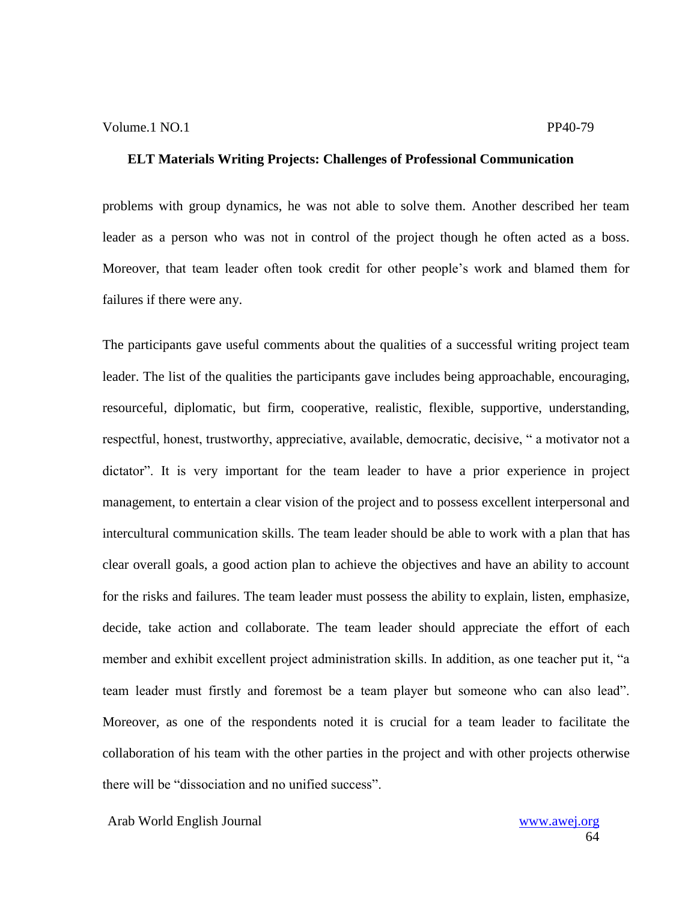problems with group dynamics, he was not able to solve them. Another described her team leader as a person who was not in control of the project though he often acted as a boss. Moreover, that team leader often took credit for other people's work and blamed them for failures if there were any.

The participants gave useful comments about the qualities of a successful writing project team leader. The list of the qualities the participants gave includes being approachable, encouraging, resourceful, diplomatic, but firm, cooperative, realistic, flexible, supportive, understanding, respectful, honest, trustworthy, appreciative, available, democratic, decisive, " a motivator not a dictator". It is very important for the team leader to have a prior experience in project management, to entertain a clear vision of the project and to possess excellent interpersonal and intercultural communication skills. The team leader should be able to work with a plan that has clear overall goals, a good action plan to achieve the objectives and have an ability to account for the risks and failures. The team leader must possess the ability to explain, listen, emphasize, decide, take action and collaborate. The team leader should appreciate the effort of each member and exhibit excellent project administration skills. In addition, as one teacher put it, "a team leader must firstly and foremost be a team player but someone who can also lead". Moreover, as one of the respondents noted it is crucial for a team leader to facilitate the collaboration of his team with the other parties in the project and with other projects otherwise there will be "dissociation and no unified success".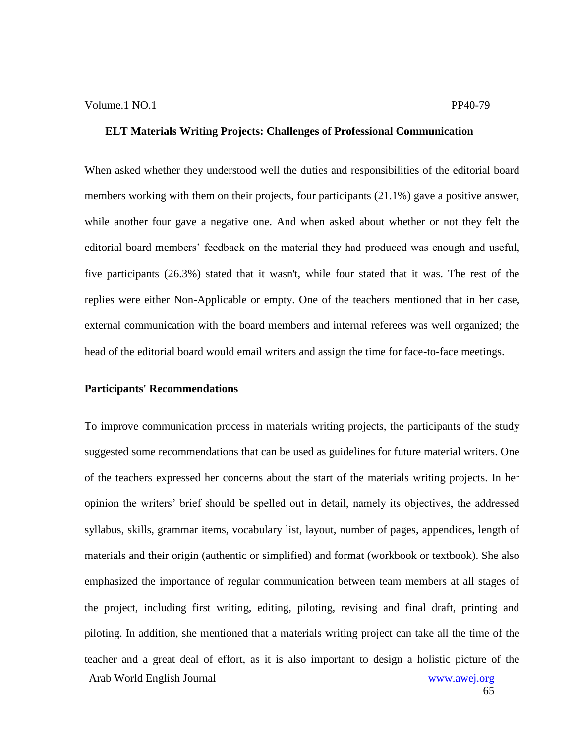When asked whether they understood well the duties and responsibilities of the editorial board members working with them on their projects, four participants (21.1%) gave a positive answer, while another four gave a negative one. And when asked about whether or not they felt the editorial board members' feedback on the material they had produced was enough and useful, five participants (26.3%) stated that it wasn't, while four stated that it was. The rest of the replies were either Non-Applicable or empty. One of the teachers mentioned that in her case, external communication with the board members and internal referees was well organized; the head of the editorial board would email writers and assign the time for face-to-face meetings.

**Participants' Recommendations**

To improve communication process in materials writing projects, the participants of the study suggested some recommendations that can be used as guidelines for future material writers. One of the teachers expressed her concerns about the start of the materials writing projects. In her opinion the writers' brief should be spelled out in detail, namely its objectives, the addressed syllabus, skills, grammar items, vocabulary list, layout, number of pages, appendices, length of materials and their origin (authentic or simplified) and format (workbook or textbook). She also emphasized the importance of regular communication between team members at all stages of the project, including first writing, editing, piloting, revising and final draft, printing and piloting. In addition, she mentioned that a materials writing project can take all the time of the teacher and a great deal of effort, as it is also important to design a holistic picture of the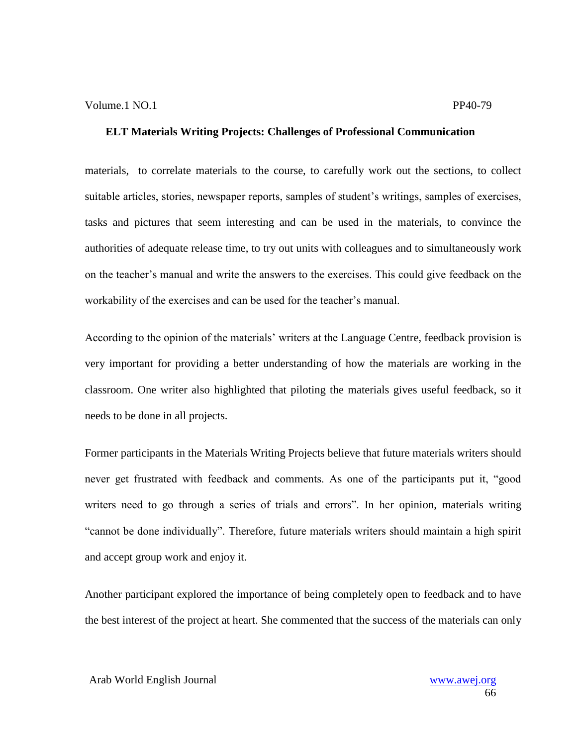materials, to correlate materials to the course, to carefully work out the sections, to collect suitable articles, stories, newspaper reports, samples of student's writings, samples of exercises, tasks and pictures that seem interesting and can be used in the materials, to convince the authorities of adequate release time, to try out units with colleagues and to simultaneously work on the teacher's manual and write the answers to the exercises. This could give feedback on the workability of the exercises and can be used for the teacher's manual.

According to the opinion of the materials' writers at the Language Centre, feedback provision is very important for providing a better understanding of how the materials are working in the classroom. One writer also highlighted that piloting the materials gives useful feedback, so it needs to be done in all projects.

Former participants in the Materials Writing Projects believe that future materials writers should never get frustrated with feedback and comments. As one of the participants put it, "good writers need to go through a series of trials and errors". In her opinion, materials writing "cannot be done individually". Therefore, future materials writers should maintain a high spirit and accept group work and enjoy it.

Another participant explored the importance of being completely open to feedback and to have the best interest of the project at heart. She commented that the success of the materials can only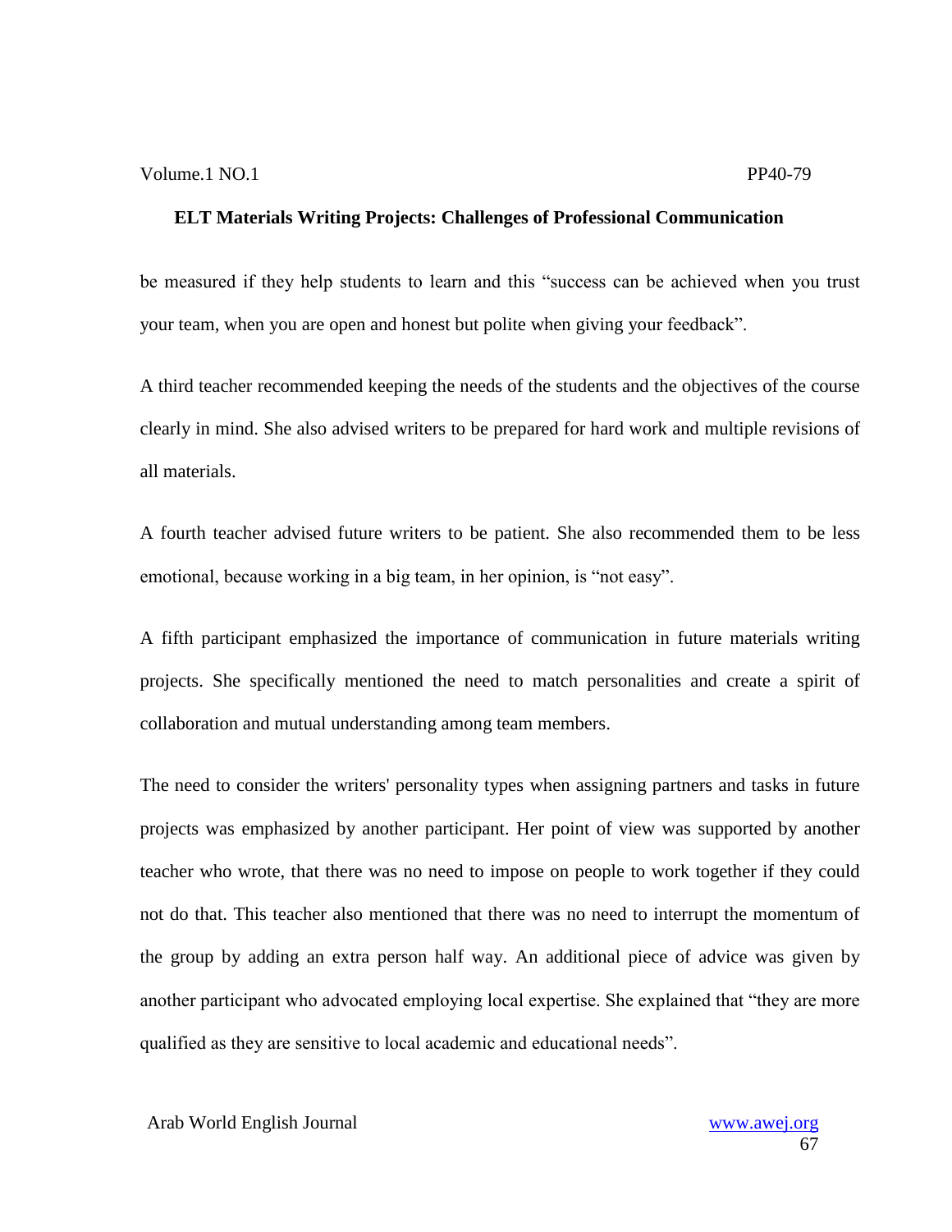be measured if they help students to learn and this "success can be achieved when you trust your team, when you are open and honest but polite when giving your feedback".

A third teacher recommended keeping the needs of the students and the objectives of the course clearly in mind. She also advised writers to be prepared for hard work and multiple revisions of all materials.

A fourth teacher advised future writers to be patient. She also recommended them to be less emotional, because working in a big team, in her opinion, is "not easy".

A fifth participant emphasized the importance of communication in future materials writing projects. She specifically mentioned the need to match personalities and create a spirit of collaboration and mutual understanding among team members.

The need to consider the writers' personality types when assigning partners and tasks in future projects was emphasized by another participant. Her point of view was supported by another teacher who wrote, that there was no need to impose on people to work together if they could not do that. This teacher also mentioned that there was no need to interrupt the momentum of the group by adding an extra person half way. An additional piece of advice was given by another participant who advocated employing local expertise. She explained that "they are more qualified as they are sensitive to local academic and educational needs".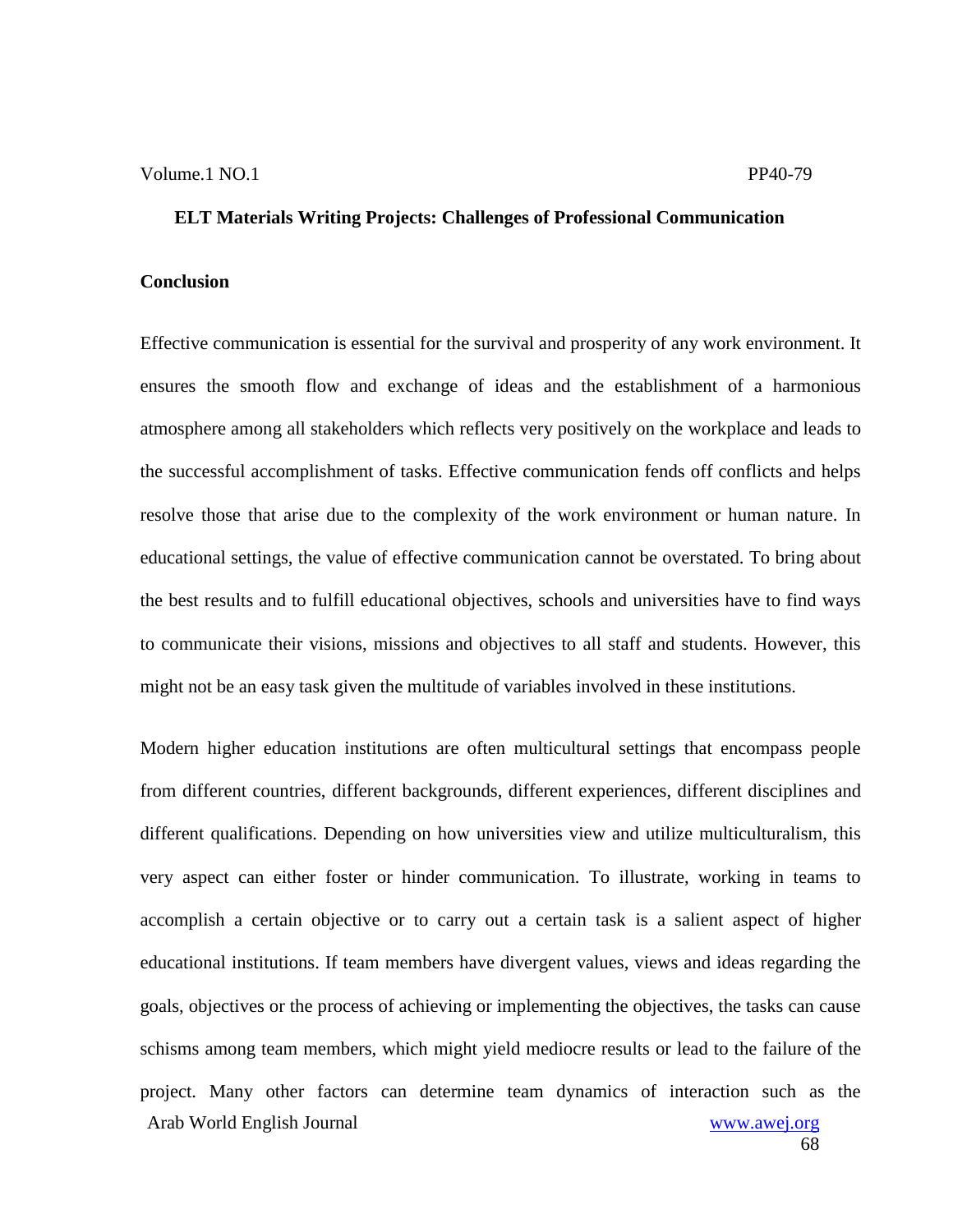## Conclusion

Effective communication is essential for the survival and prosperity of any work environment. It ensures the smooth flow and exchange of ideas and the establishment of a harmonious atmosphere among all stakeholders which reflects very positively on the workplace and leads to the successful accomplishment of tasks. Effective communication fends off conflicts and helps resolve those that arise due to the complexity of the work environment or human nature. In educational settings, the value of effective communication cannot be overstated. To bring about the best results and to fulfill educational objectives, schools and universities have to find ways to communicate their visions, missions and objectives to all staff and students. However, this might not be an easy task given the multitude of variables involved in these institutions.

Modern higher education institutions are often multicultural settings that encompass people from different countries, different backgrounds, different experiences, different disciplines and different qualifications. Depending on how universities view and utilize multiculturalism, this very aspect can either foster or hinder communication. To illustrate, working in teams to accomplish a certain objective or to carry out a certain task is a salient aspect of higher educational institutions. If team members have divergent values, views and ideas regarding the goals, objectives or the process of achieving or implementing the objectives, the tasks can cause schisms among team members, which might yield mediocre results or lead to the failure of the project. Many other factors can determine team dynamics of interaction such as the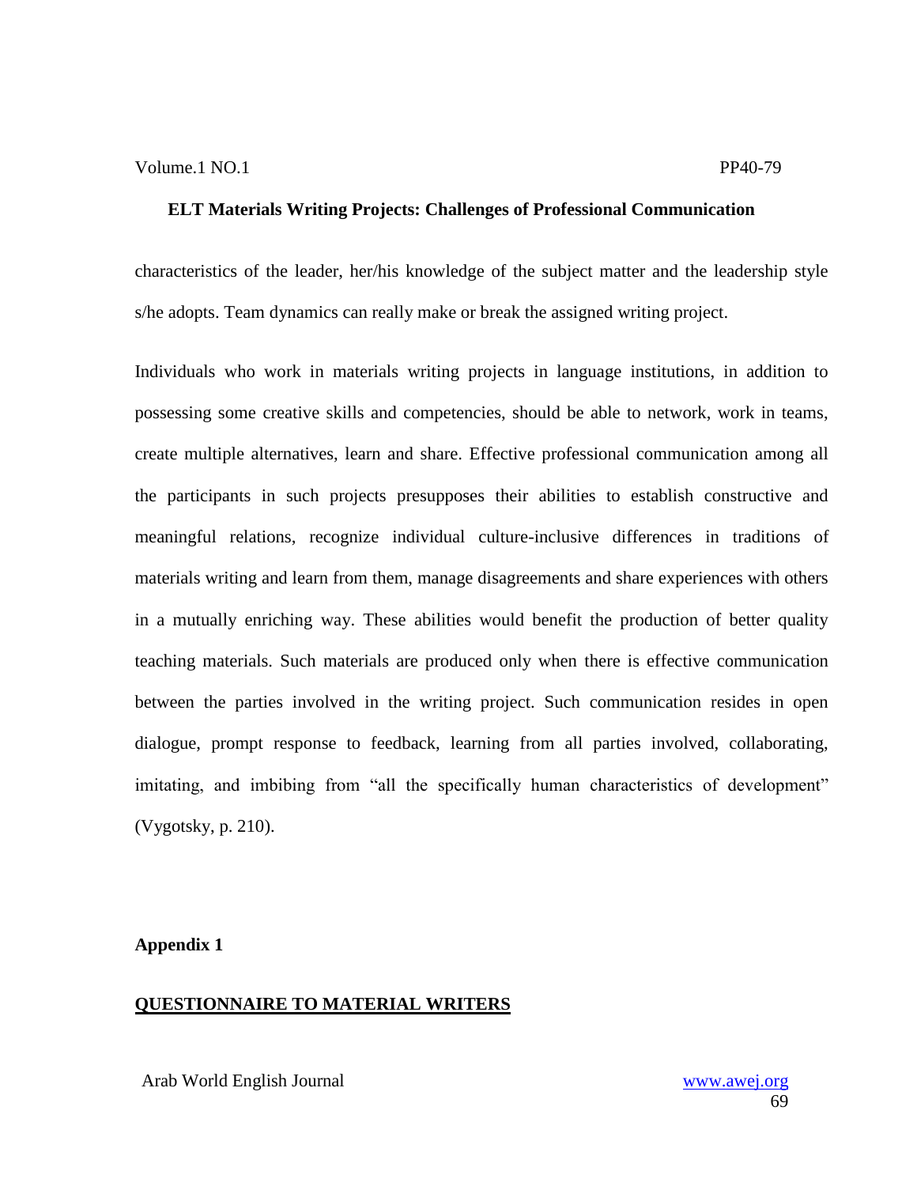characteristics of the leader, her/his knowledge of the subject matter and the leadership style s/he adopts. Team dynamics can really make or break the assigned writing project.

Individuals who work in materials writing projects in language institutions, in addition to possessing some creative skills and competencies, should be able to network, work in teams, create multiple alternatives, learn and share. Effective professional communication among all the participants in such projects presupposes their abilities to establish constructive and meaningful relations, recognize individual culture-inclusive differences in traditions of materials writing and learn from them, manage disagreements and share experiences with others in a mutually enriching way. These abilities would benefit the production of better quality teaching materials. Such materials are produced only when there is effective communication between the parties involved in the writing project. Such communication resides in open dialogue, prompt response to feedback, learning from all parties involved, collaborating, imitating, and imbibing from "all the specifically human characteristics of development" (Vygotsky, p. 210).

## Appendix 1

### QUESTIONNAIRE TO MATERIAL WRITERS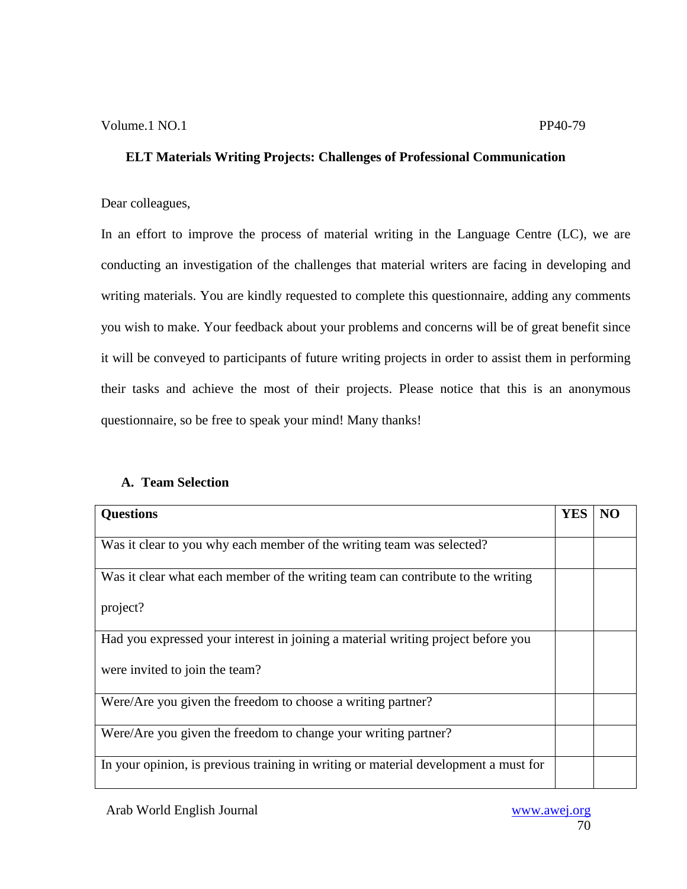**ELT Materials Writing Projects: Challenges of Professional Communication**

Dear colleagues,

In an effort to improve the process of material writing in the Language Centre (LC), we are conducting an investigation of the challenges that material writers are facing in developing and writing materials. You are kindly requested to complete this questionnaire, adding any comments you wish to make. Your feedback about your problems and concerns will be of great benefit since it will be conveyed to participants of future writing projects in order to assist them in performing their tasks and achieve the most of their projects. Please notice that this is an anonymous questionnaire, so be free to speak your mind! Many thanks!

**A. Team Selection**

| Questions | YES | NO |
|---|---|---|
| Was it clear to you why each member of the writing team was selected? | | |
| Was it clear what each member of the writing team can contribute to the writing project? | | |
| Had you expressed your interest in joining a material writing project before you were invited to join the team? | | |
| Were/Are you given the freedom to choose a writing partner? | | |
| Were/Are you given the freedom to change your writing partner? | | |
| In your opinion, is previous training in writing or material development a must for | | |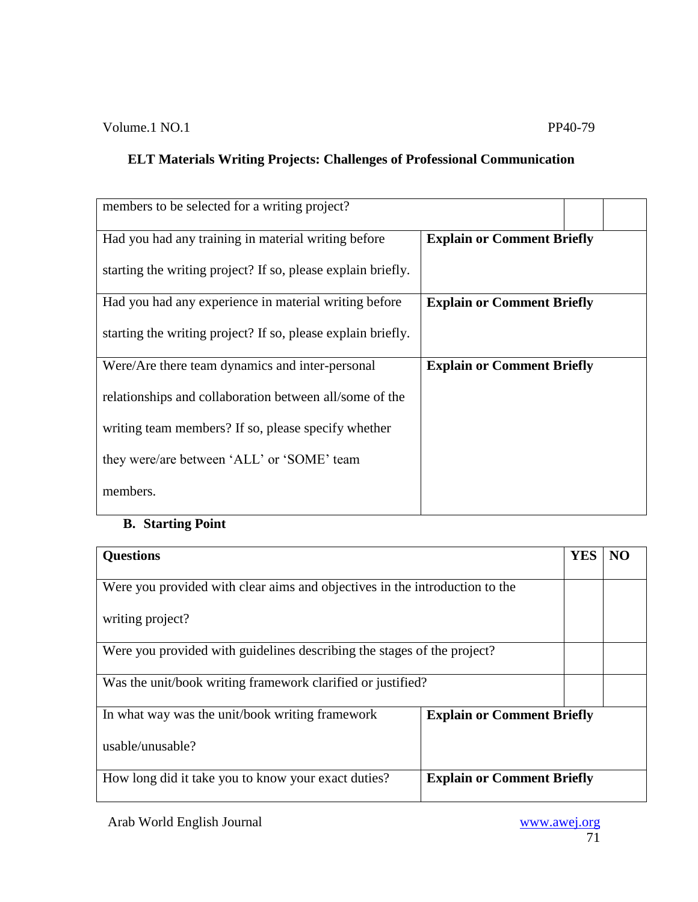| | | |
|---|---|---|
| members to be selected for a writing project? | | |
| Had you had any training in material writing before starting the writing project? If so, please explain briefly. | **Explain or Comment Briefly** | |
| Had you had any experience in material writing before starting the writing project? If so, please explain briefly. | **Explain or Comment Briefly** | |
| Were/Are there team dynamics and inter-personal relationships and collaboration between all/some of the writing team members? If so, please specify whether they were/are between 'ALL' or 'SOME' team members. | **Explain or Comment Briefly** | |

**B. Starting Point**

| **Questions** | **YES** | **NO** |
|---|---|---|
| Were you provided with clear aims and objectives in the introduction to the writing project? | | |
| Were you provided with guidelines describing the stages of the project? | | |
| Was the unit/book writing framework clarified or justified? | | |
| In what way was the unit/book writing framework usable/unusable? | **Explain or Comment Briefly** | |
| How long did it take you to know your exact duties? | **Explain or Comment Briefly** | |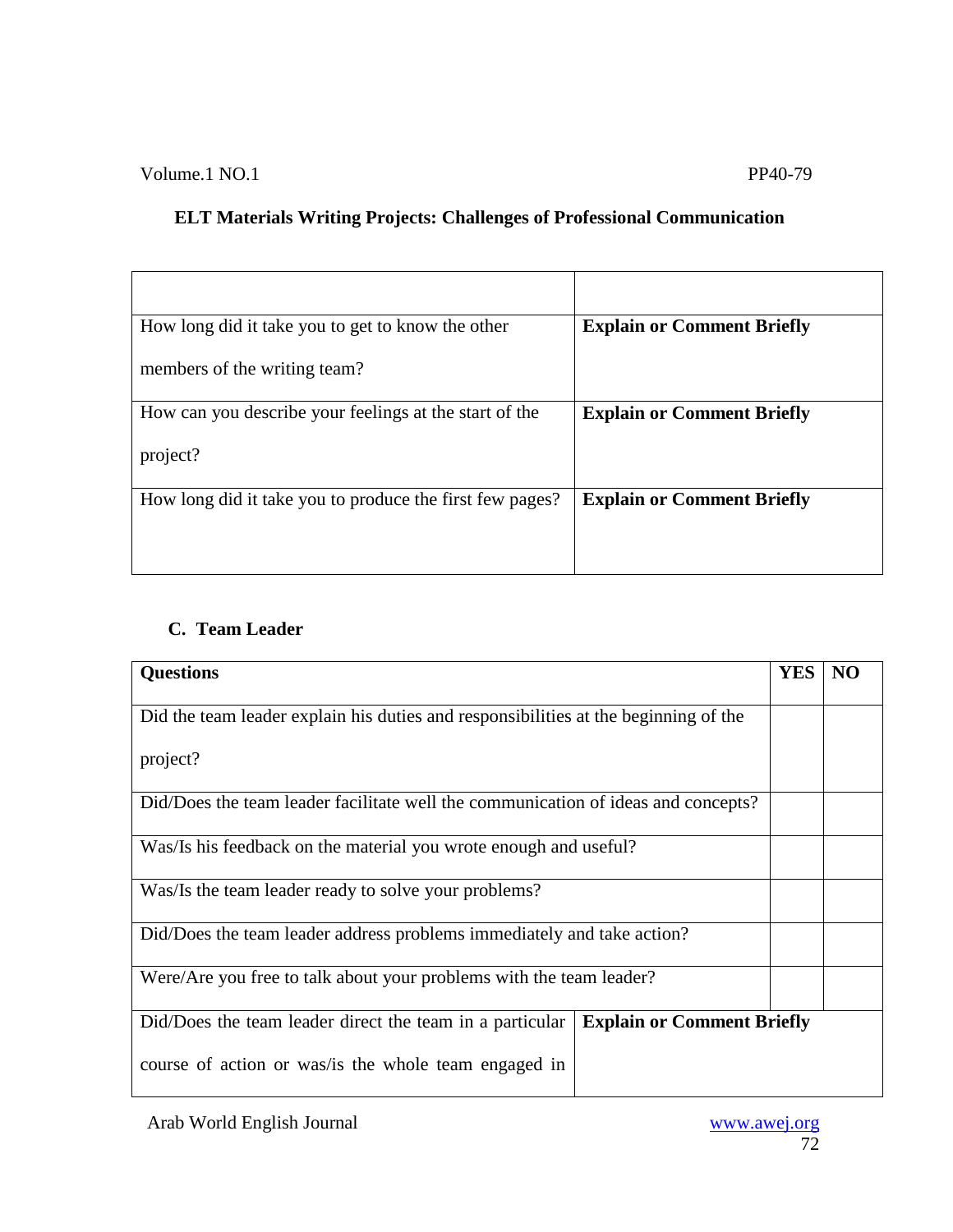| | |
|---|---|
| How long did it take you to get to know the other members of the writing team? | **Explain or Comment Briefly** |
| How can you describe your feelings at the start of the project? | **Explain or Comment Briefly** |
| How long did it take you to produce the first few pages? | **Explain or Comment Briefly** |

**C. Team Leader**

| **Questions** | **YES** | **NO** |
|---|---|---|
| Did the team leader explain his duties and responsibilities at the beginning of the project? | | |
| Did/Does the team leader facilitate well the communication of ideas and concepts? | | |
| Was/Is his feedback on the material you wrote enough and useful? | | |
| Was/Is the team leader ready to solve your problems? | | |
| Did/Does the team leader address problems immediately and take action? | | |
| Were/Are you free to talk about your problems with the team leader? | | |

| | |
|---|---|
| Did/Does the team leader direct the team in a particular course of action or was/is the whole team engaged in | **Explain or Comment Briefly** |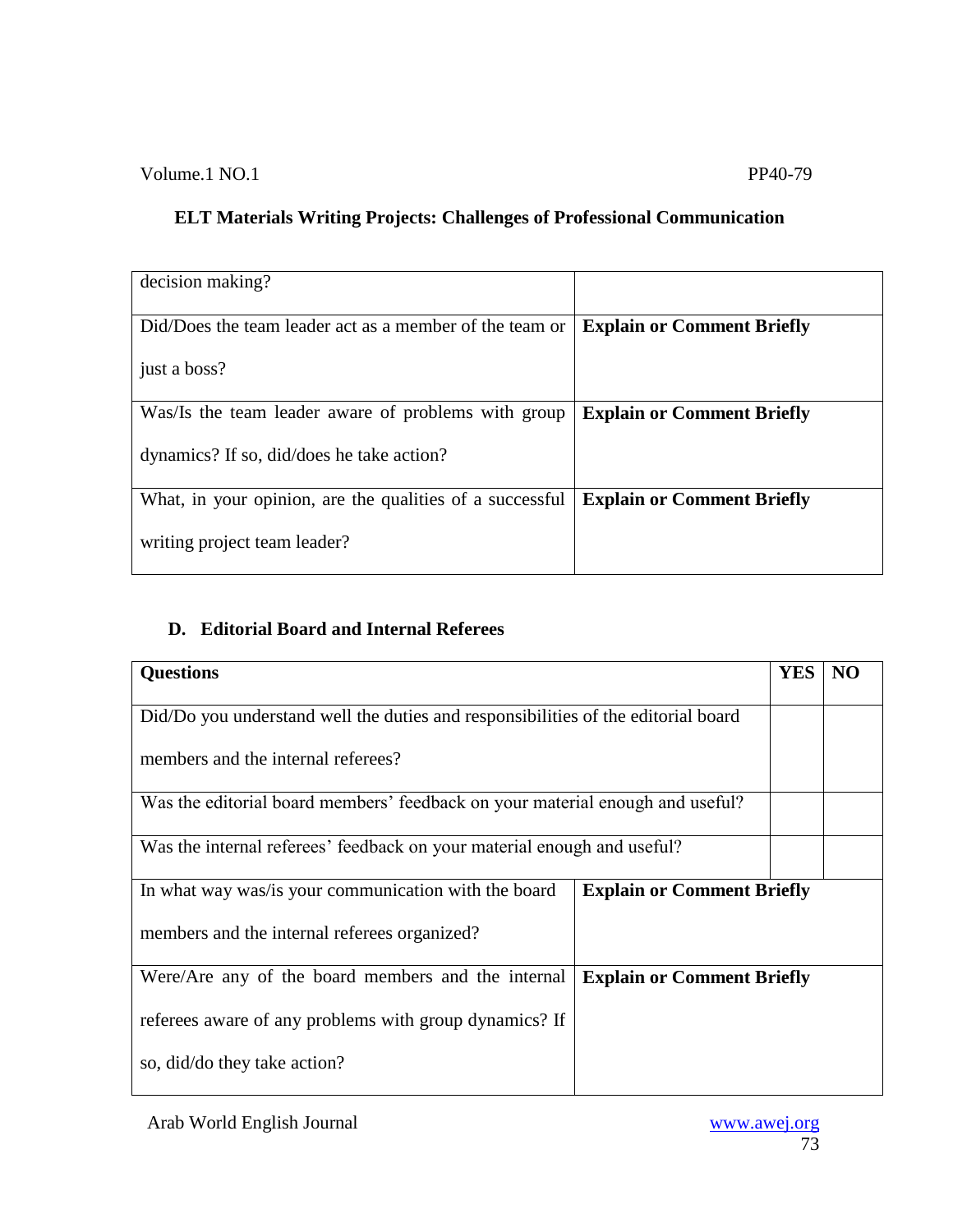| | |
|---|---|
| decision making? | |
| Did/Does the team leader act as a member of the team or just a boss? | **Explain or Comment Briefly** |
| Was/Is the team leader aware of problems with group dynamics? If so, did/does he take action? | **Explain or Comment Briefly** |
| What, in your opinion, are the qualities of a successful writing project team leader? | **Explain or Comment Briefly** |

### D. Editorial Board and Internal Referees

| **Questions** | | **YES** | **NO** |
|---|---|---|---|
| Did/Do you understand well the duties and responsibilities of the editorial board members and the internal referees? | | | |
| Was the editorial board members' feedback on your material enough and useful? | | | |
| Was the internal referees' feedback on your material enough and useful? | | | |
| In what way was/is your communication with the board members and the internal referees organized? | **Explain or Comment Briefly** | | |
| Were/Are any of the board members and the internal referees aware of any problems with group dynamics? If so, did/do they take action? | **Explain or Comment Briefly** | | |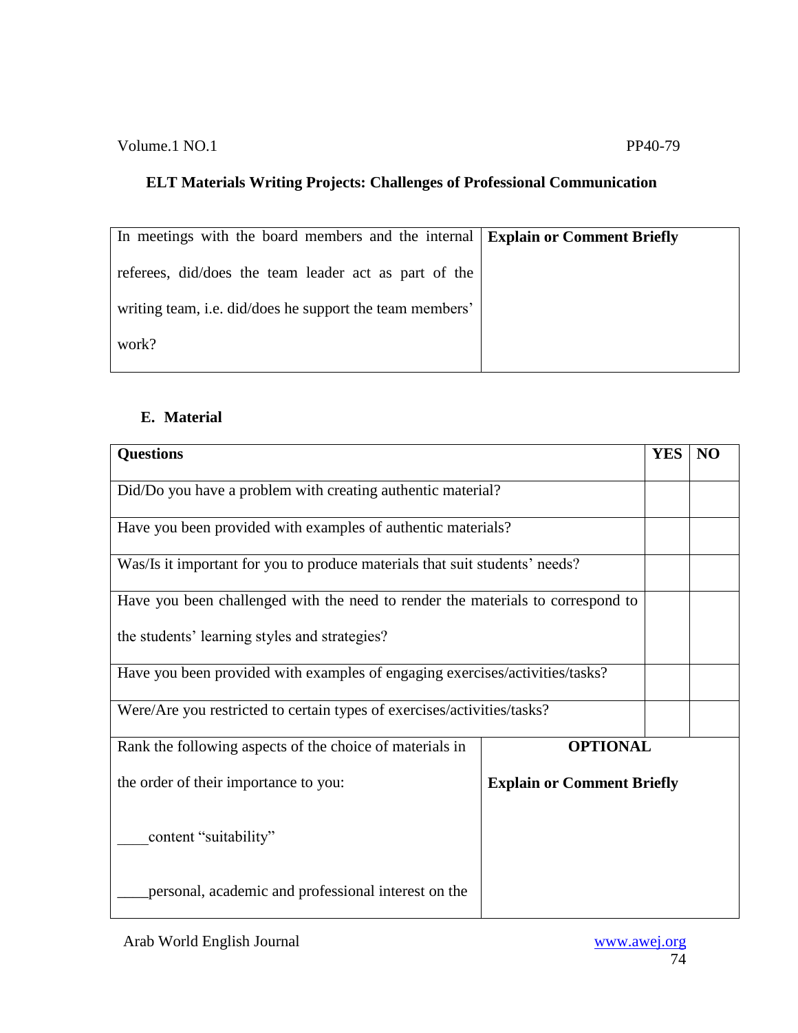| In meetings with the board members and the internal referees, did/does the team leader act as part of the writing team, i.e. did/does he support the team members' work? | **Explain or Comment Briefly** |
|---|---|

**E. Material**

| **Questions** | **YES** | **NO** |
|---|---|---|
| Did/Do you have a problem with creating authentic material? | | |
| Have you been provided with examples of authentic materials? | | |
| Was/Is it important for you to produce materials that suit students' needs? | | |
| Have you been challenged with the need to render the materials to correspond to the students' learning styles and strategies? | | |
| Have you been provided with examples of engaging exercises/activities/tasks? | | |
| Were/Are you restricted to certain types of exercises/activities/tasks? | | |

| Rank the following aspects of the choice of materials in the order of their importance to you:<br><br>____content "suitability"<br><br>____personal, academic and professional interest on the | **OPTIONAL**<br><br>**Explain or Comment Briefly** |
|---|---|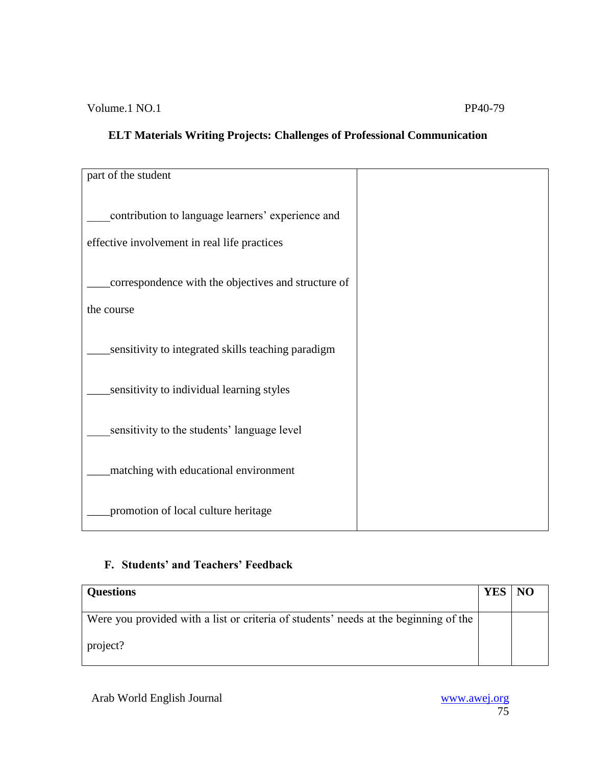| | |
|---|---|
| part of the student<br><br>____contribution to language learners' experience and effective involvement in real life practices<br><br>____correspondence with the objectives and structure of the course<br><br>____sensitivity to integrated skills teaching paradigm<br><br>____sensitivity to individual learning styles<br><br>____sensitivity to the students' language level<br><br>____matching with educational environment<br><br>____promotion of local culture heritage | |

### F. Students' and Teachers' Feedback

| **Questions** | **YES** | **NO** |
|---|---|---|
| Were you provided with a list or criteria of students' needs at the beginning of the project? | | |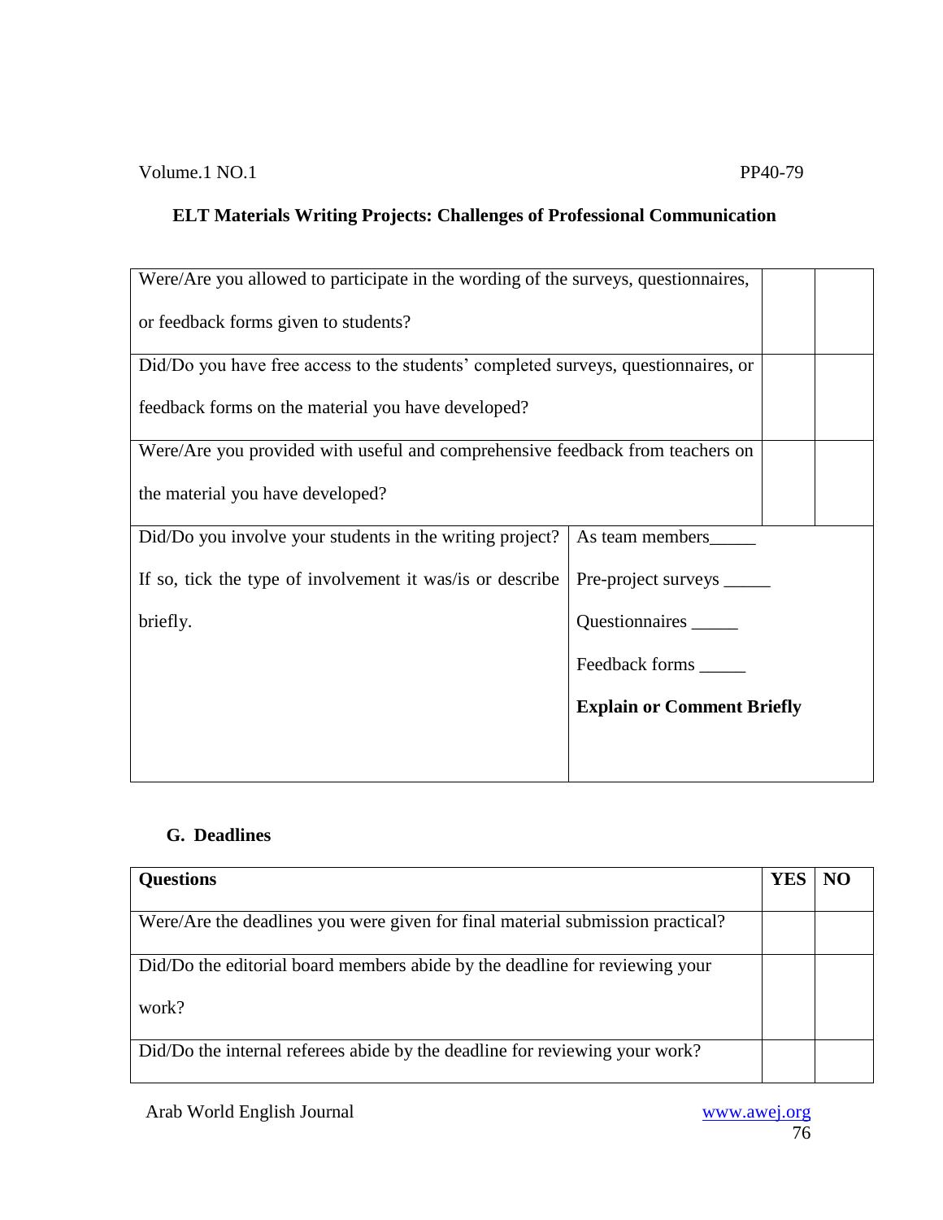| | | |
|---|---|---|
| Were/Are you allowed to participate in the wording of the surveys, questionnaires, or feedback forms given to students? | | |
| Did/Do you have free access to the students' completed surveys, questionnaires, or feedback forms on the material you have developed? | | |
| Were/Are you provided with useful and comprehensive feedback from teachers on the material you have developed? | | |
| Did/Do you involve your students in the writing project? If so, tick the type of involvement it was/is or describe briefly. | As team members_____ <br> Pre-project surveys _____ <br> Questionnaires _____ <br> Feedback forms _____ <br> **Explain or Comment Briefly** | |

**G. Deadlines**

| **Questions** | **YES** | **NO** |
|---|---|---|
| Were/Are the deadlines you were given for final material submission practical? | | |
| Did/Do the editorial board members abide by the deadline for reviewing your work? | | |
| Did/Do the internal referees abide by the deadline for reviewing your work? | | |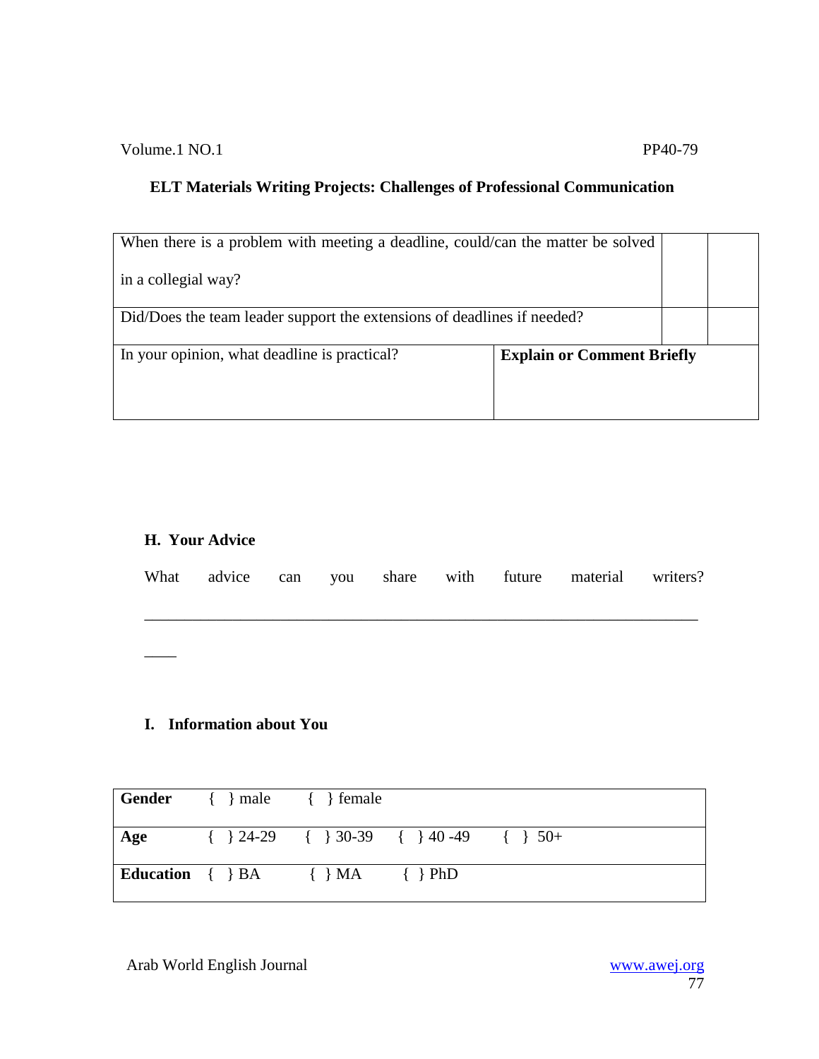| | | |
|---|---|---|
| When there is a problem with meeting a deadline, could/can the matter be solved in a collegial way? | | |
| Did/Does the team leader support the extensions of deadlines if needed? | | |
| In your opinion, what deadline is practical? | **Explain or Comment Briefly** | |

## H. Your Advice

What advice can you share with future material writers?

________________________________________________________________________

____

## I. Information about You

| | | | | |
|---|---|---|---|---|
| **Gender** | { } male | { } female | | |
| **Age** | { } 24-29 | { } 30-39 | { } 40 -49 | { } 50+ |
| **Education** | { } BA | { } MA | { } PhD | |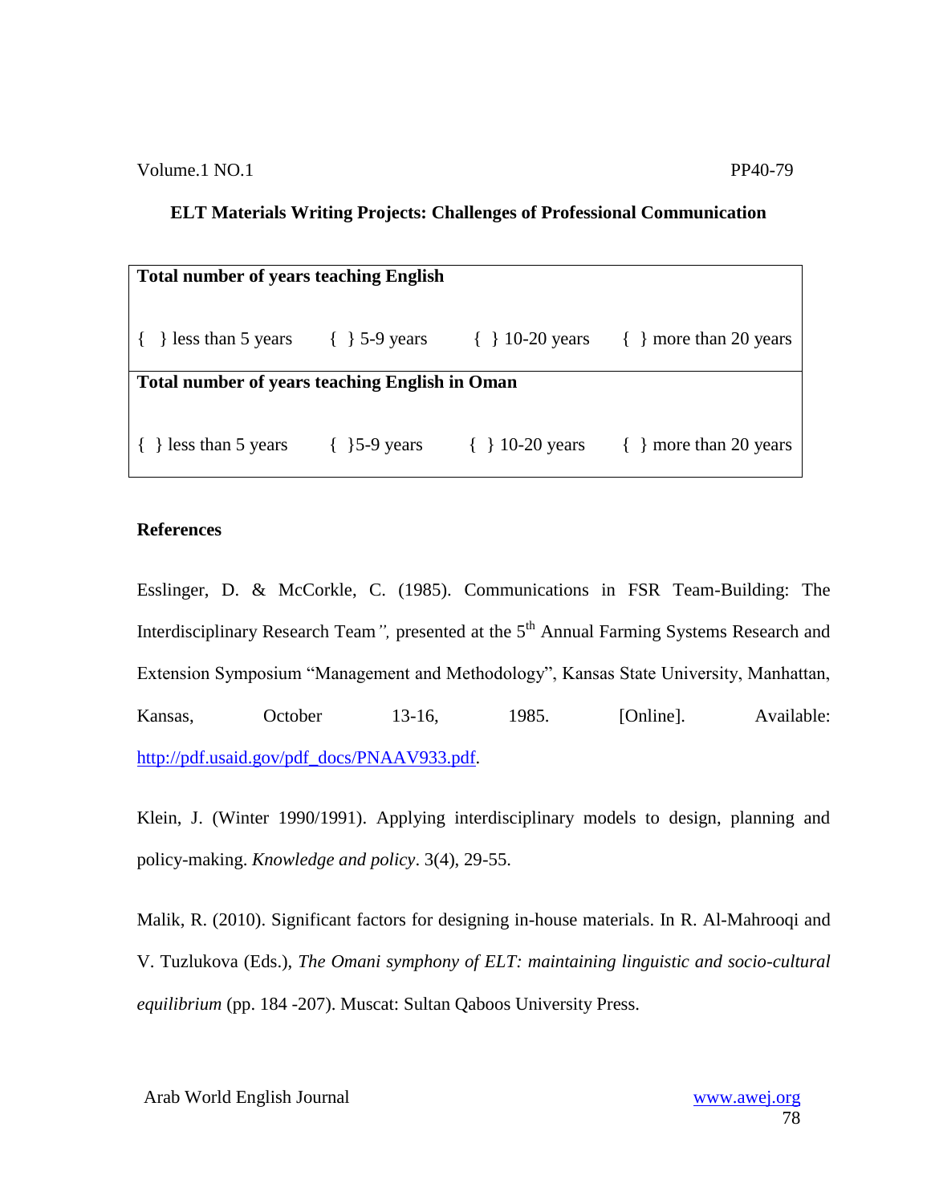| Total number of years teaching English | | | |
|---|---|---|---|
| { } less than 5 years | { } 5-9 years | { } 10-20 years | { } more than 20 years |
| **Total number of years teaching English in Oman** | | | |
| { } less than 5 years | { }5-9 years | { } 10-20 years | { } more than 20 years |

## References

Esslinger, D. & McCorkle, C. (1985). Communications in FSR Team-Building: The Interdisciplinary Research Team*",* presented at the 5th Annual Farming Systems Research and Extension Symposium "Management and Methodology", Kansas State University, Manhattan, Kansas, October 13-16, 1985. [Online]. Available: http://pdf.usaid.gov/pdf_docs/PNAAV933.pdf.

Klein, J. (Winter 1990/1991). Applying interdisciplinary models to design, planning and policy-making. *Knowledge and policy*. 3(4), 29-55.

Malik, R. (2010). Significant factors for designing in-house materials. In R. Al-Mahrooqi and V. Tuzlukova (Eds.), *The Omani symphony of ELT: maintaining linguistic and socio-cultural equilibrium* (pp. 184 -207). Muscat: Sultan Qaboos University Press.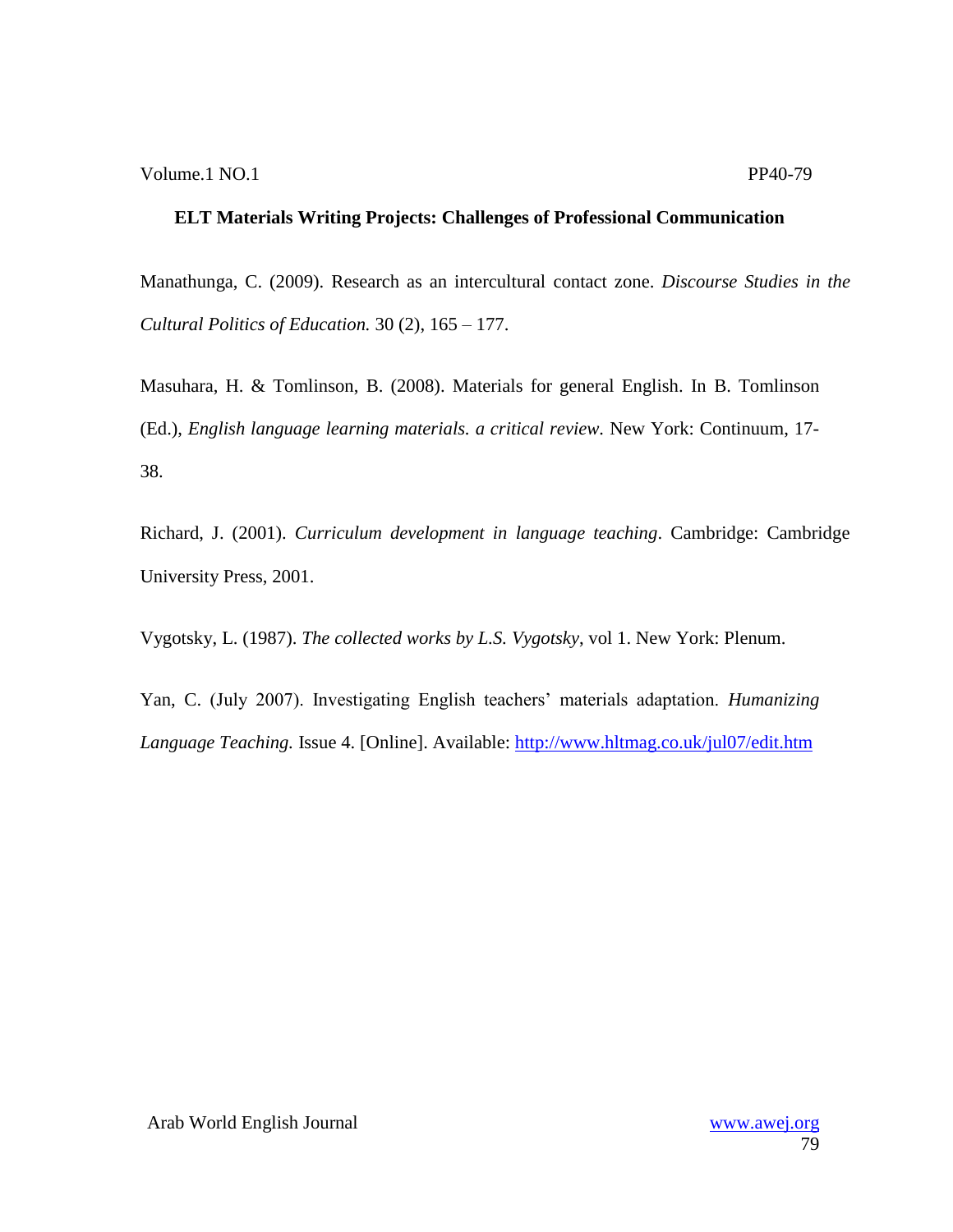Manathunga, C. (2009). Research as an intercultural contact zone. *Discourse Studies in the Cultural Politics of Education.* 30 (2), 165 – 177.

Masuhara, H. & Tomlinson, B. (2008). Materials for general English. In B. Tomlinson (Ed.), *English language learning materials. a critical review*. New York: Continuum, 17-38.

Richard, J. (2001). *Curriculum development in language teaching*. Cambridge: Cambridge University Press, 2001.

Vygotsky, L. (1987). *The collected works by L.S. Vygotsky*, vol 1. New York: Plenum.

Yan, C. (July 2007). Investigating English teachers' materials adaptation. *Humanizing Language Teaching.* Issue 4. [Online]. Available: http://www.hltmag.co.uk/jul07/edit.htm